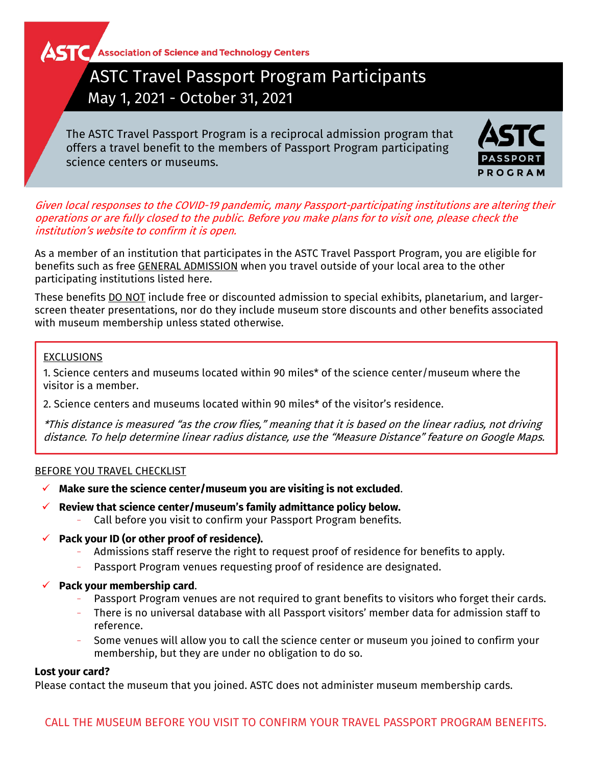ASTC Association of Science and Technology Centers

# ASTC Travel Passport Program Participants

## May 1, 2021 - October 31, 2021

The ASTC Travel Passport Program is a reciprocal admission program that offers a travel benefit to the members of Passport Program participating science centers or museums.

ASTC PASSPORT PROGRAM

*Given local responses to the COVID-19 pandemic, many Passport-participating institutions are altering their operations or are fully closed to the public. Before you make plans for to visit one, please check the institution's website to confirm it is open.*

As a member of an institution that participates in the ASTC Travel Passport Program, you are eligible for benefits such as free GENERAL ADMISSION when you travel outside of your local area to the other participating institutions listed here.

These benefits DO NOT include free or discounted admission to special exhibits, planetarium, and larger-screen theater presentations, nor do they include museum store discounts and other benefits associated with museum membership unless stated otherwise.

EXCLUSIONS

1. Science centers and museums located within 90 miles* of the science center/museum where the visitor is a member.

2. Science centers and museums located within 90 miles* of the visitor's residence.

*\*This distance is measured "as the crow flies," meaning that it is based on the linear radius, not driving distance. To help determine linear radius distance, use the "Measure Distance" feature on Google Maps.*

BEFORE YOU TRAVEL CHECKLIST

- ✓ **Make sure the science center/museum you are visiting is not excluded**.
- ✓ **Review that science center/museum's family admittance policy below.**
  - Call before you visit to confirm your Passport Program benefits.
- ✓ **Pack your ID (or other proof of residence).**
  - Admissions staff reserve the right to request proof of residence for benefits to apply.
  - Passport Program venues requesting proof of residence are designated.
- ✓ **Pack your membership card**.
  - Passport Program venues are not required to grant benefits to visitors who forget their cards.
  - There is no universal database with all Passport visitors' member data for admission staff to reference.
  - Some venues will allow you to call the science center or museum you joined to confirm your membership, but they are under no obligation to do so.

**Lost your card?**
Please contact the museum that you joined. ASTC does not administer museum membership cards.

CALL THE MUSEUM BEFORE YOU VISIT TO CONFIRM YOUR TRAVEL PASSPORT PROGRAM BENEFITS.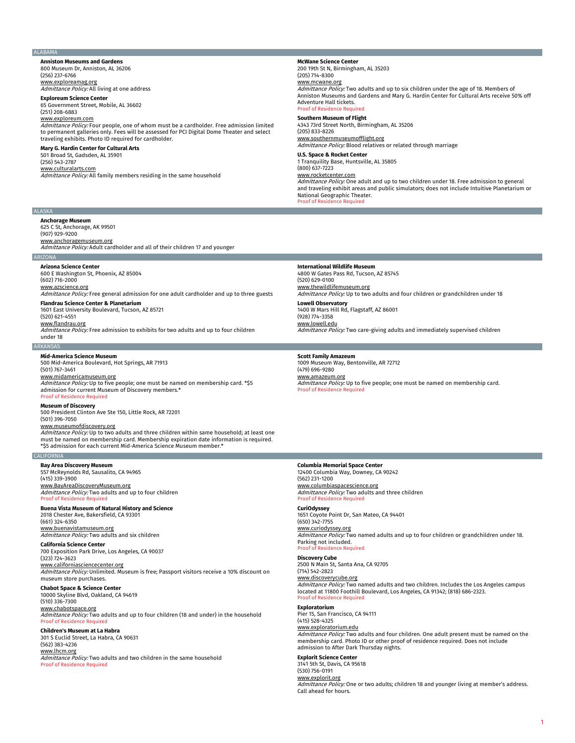## ALABAMA

**Anniston Museums and Gardens**
800 Museum Dr, Anniston, AL 36206
(256) 237-6766
www.exploreamag.org
*Admittance Policy:* All living at one address

**Exploreum Science Center**
65 Government Street, Mobile, AL 36602
(251) 208-6883
www.exploreum.com
*Admittance Policy:* Four people, one of whom must be a cardholder. Free admission limited to permanent galleries only. Fees will be assessed for PCI Digital Dome Theater and select traveling exhibits. Photo ID required for cardholder.

**Mary G. Hardin Center for Cultural Arts**
501 Broad St, Gadsden, AL 35901
(256) 543-2787
www.culturalarts.com
*Admittance Policy:* All family members residing in the same household

**McWane Science Center**
200 19th St N, Birmingham, AL 35203
(205) 714-8300
www.mcwane.org
*Admittance Policy:* Two adults and up to six children under the age of 18. Members of Anniston Museums and Gardens and Mary G. Hardin Center for Cultural Arts receive 50% off Adventure Hall tickets.
Proof of Residence Required

**Southern Museum of Flight**
4343 73rd Street North, Birmingham, AL 35206
(205) 833-8226
www.southernmuseumofflight.org
*Admittance Policy:* Blood relatives or related through marriage

**U.S. Space & Rocket Center**
1 Tranquility Base, Huntsville, AL 35805
(800) 637-7223
www.rocketcenter.com
*Admittance Policy:* One adult and up to two children under 18. Free admission to general and traveling exhibit areas and public simulators; does not include Intuitive Planetarium or National Geographic Theater.
Proof of Residence Required

## ALASKA

**Anchorage Museum**
625 C St, Anchorage, AK 99501
(907) 929-9200
www.anchoragemuseum.org
*Admittance Policy:* Adult cardholder and all of their children 17 and younger

## ARIZONA

**Arizona Science Center**
600 E Washington St, Phoenix, AZ 85004
(602) 716-2000
www.azscience.org
*Admittance Policy:* Free general admission for one adult cardholder and up to three guests

**Flandrau Science Center & Planetarium**
1601 East University Boulevard, Tucson, AZ 85721
(520) 621-4551
www.flandrau.org
*Admittance Policy:* Free admission to exhibits for two adults and up to four children under 18

**International Wildlife Museum**
4800 W Gates Pass Rd, Tucson, AZ 85745
(520) 629-0100
www.thewildlifemuseum.org
*Admittance Policy:* Up to two adults and four children or grandchildren under 18

**Lowell Observatory**
1400 W Mars Hill Rd, Flagstaff, AZ 86001
(928) 774-3358
www.lowell.edu
*Admittance Policy:* Two care-giving adults and immediately supervised children

## ARKANSAS

**Mid-America Science Museum**
500 Mid-America Boulevard, Hot Springs, AR 71913
(501) 767-3461
www.midamericamuseum.org
*Admittance Policy:* Up to five people; one must be named on membership card. *$5 admission for current Museum of Discovery members.*
Proof of Residence Required

**Museum of Discovery**
500 President Clinton Ave Ste 150, Little Rock, AR 72201
(501) 396-7050
www.museumofdiscovery.org
*Admittance Policy:* Up to two adults and three children within same household; at least one must be named on membership card. Membership expiration date information is required. *$5 admission for each current Mid-America Science Museum member.*

**Scott Family Amazeum**
1009 Museum Way, Bentonville, AR 72712
(479) 696-9280
www.amazeum.org
*Admittance Policy:* Up to five people; one must be named on membership card.
Proof of Residence Required

## CALIFORNIA

**Bay Area Discovery Museum**
557 McReynolds Rd, Sausalito, CA 94965
(415) 339-3900
www.BayAreaDiscoveryMuseum.org
*Admittance Policy:* Two adults and up to four children
Proof of Residence Required

**Buena Vista Museum of Natural History and Science**
2018 Chester Ave, Bakersfield, CA 93301
(661) 324-6350
www.buenavistamuseum.org
*Admittance Policy:* Two adults and six children

**California Science Center**
700 Exposition Park Drive, Los Angeles, CA 90037
(323) 724-3623
www.californiasciencecenter.org
*Admittance Policy:* Unlimited. Museum is free; Passport visitors receive a 10% discount on museum store purchases.

**Chabot Space & Science Center**
10000 Skyline Blvd, Oakland, CA 94619
(510) 336-7300
www.chabotspace.org
*Admittance Policy:* Two adults and up to four children (18 and under) in the household
Proof of Residence Required

**Children's Museum at La Habra**
301 S Euclid Street, La Habra, CA 90631
(562) 383-4236
www.lhcm.org
*Admittance Policy:* Two adults and two children in the same household
Proof of Residence Required

**Columbia Memorial Space Center**
12400 Columbia Way, Downey, CA 90242
(562) 231-1200
www.columbiaspacescience.org
*Admittance Policy:* Two adults and three children
Proof of Residence Required

**CuriOdyssey**
1651 Coyote Point Dr, San Mateo, CA 94401
(650) 342-7755
www.curiodyssey.org
*Admittance Policy:* Two named adults and up to four children or grandchildren under 18. Parking not included.
Proof of Residence Required

**Discovery Cube**
2500 N Main St, Santa Ana, CA 92705
(714) 542-2823
www.discoverycube.org
*Admittance Policy:* Two named adults and two children. Includes the Los Angeles campus located at 11800 Foothill Boulevard, Los Angeles, CA 91342; (818) 686-2323.
Proof of Residence Required

**Exploratorium**
Pier 15, San Francisco, CA 94111
(415) 528-4325
www.exploratorium.edu
*Admittance Policy:* Two adults and four children. One adult present must be named on the membership card. Photo ID or other proof of residence required. Does not include admission to After Dark Thursday nights.

**Explorit Science Center**
3141 5th St, Davis, CA 95618
(530) 756-0191
www.explorit.org
*Admittance Policy:* One or two adults; children 18 and younger living at member's address. Call ahead for hours.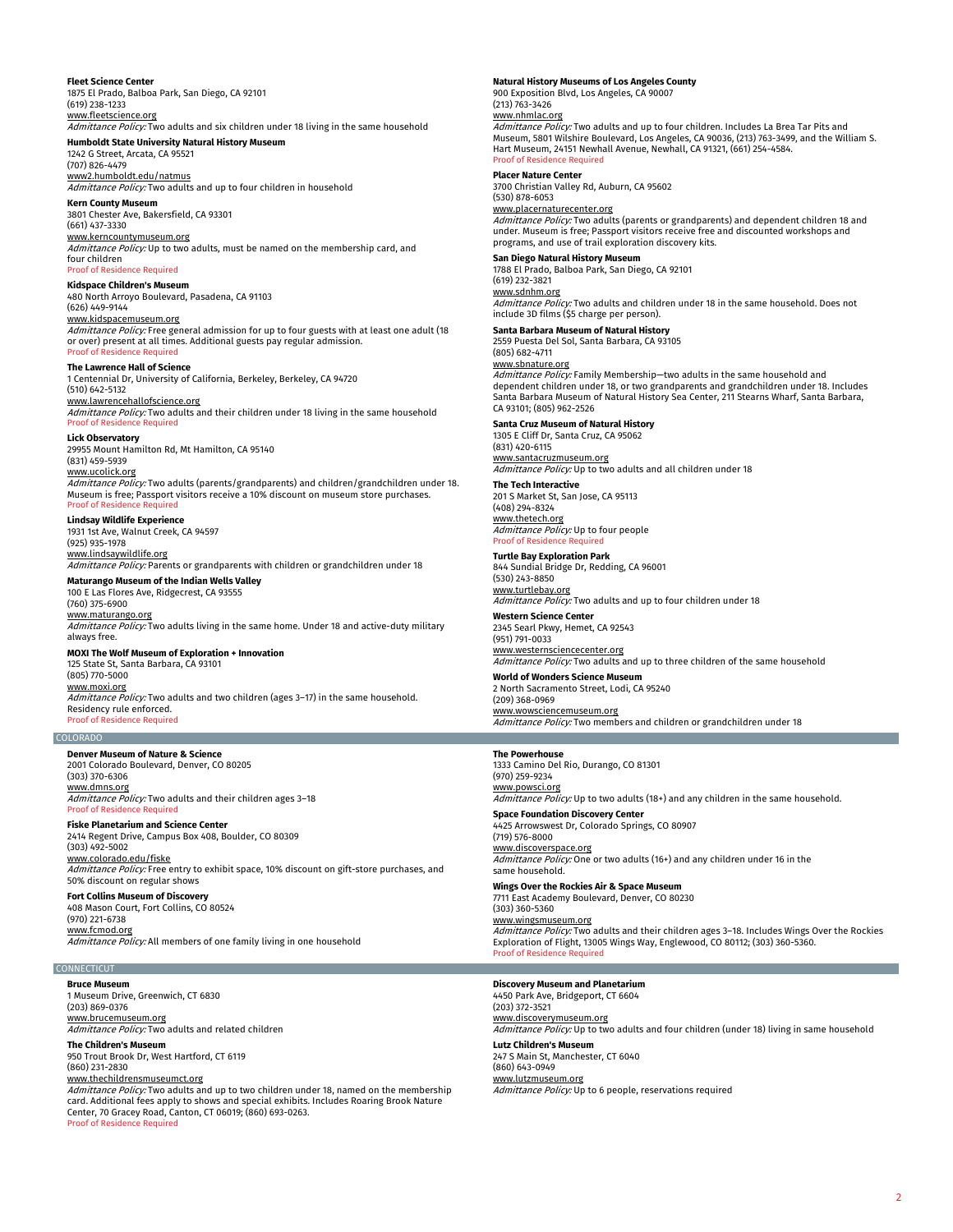**Fleet Science Center**
1875 El Prado, Balboa Park, San Diego, CA 92101
(619) 238-1233
www.fleetscience.org
*Admittance Policy:* Two adults and six children under 18 living in the same household

**Humboldt State University Natural History Museum**
1242 G Street, Arcata, CA 95521
(707) 826-4479
www2.humboldt.edu/natmus
*Admittance Policy:* Two adults and up to four children in household

**Kern County Museum**
3801 Chester Ave, Bakersfield, CA 93301
(661) 437-3330
www.kerncountymuseum.org
*Admittance Policy:* Up to two adults, must be named on the membership card, and four children
Proof of Residence Required

**Kidspace Children's Museum**
480 North Arroyo Boulevard, Pasadena, CA 91103
(626) 449-9144
www.kidspacemuseum.org
*Admittance Policy:* Free general admission for up to four guests with at least one adult (18 or over) present at all times. Additional guests pay regular admission.
Proof of Residence Required

**The Lawrence Hall of Science**
1 Centennial Dr, University of California, Berkeley, Berkeley, CA 94720
(510) 642-5132
www.lawrencehallofscience.org
*Admittance Policy:* Two adults and their children under 18 living in the same household
Proof of Residence Required

**Lick Observatory**
29955 Mount Hamilton Rd, Mt Hamilton, CA 95140
(831) 459-5939
www.ucolick.org
*Admittance Policy:* Two adults (parents/grandparents) and children/grandchildren under 18. Museum is free; Passport visitors receive a 10% discount on museum store purchases.
Proof of Residence Required

**Lindsay Wildlife Experience**
1931 1st Ave, Walnut Creek, CA 94597
(925) 935-1978
www.lindsaywildlife.org
*Admittance Policy:* Parents or grandparents with children or grandchildren under 18

**Maturango Museum of the Indian Wells Valley**
100 E Las Flores Ave, Ridgecrest, CA 93555
(760) 375-6900
www.maturango.org
*Admittance Policy:* Two adults living in the same home. Under 18 and active-duty military always free.

**MOXI The Wolf Museum of Exploration + Innovation**
125 State St, Santa Barbara, CA 93101
(805) 770-5000
www.moxi.org
*Admittance Policy:* Two adults and two children (ages 3–17) in the same household. Residency rule enforced.
Proof of Residence Required

**Natural History Museums of Los Angeles County**
900 Exposition Blvd, Los Angeles, CA 90007
(213) 763-3426
www.nhmlac.org
*Admittance Policy:* Two adults and up to four children. Includes La Brea Tar Pits and Museum, 5801 Wilshire Boulevard, Los Angeles, CA 90036, (213) 763-3499, and the William S. Hart Museum, 24151 Newhall Avenue, Newhall, CA 91321, (661) 254-4584.
Proof of Residence Required

**Placer Nature Center**
3700 Christian Valley Rd, Auburn, CA 95602
(530) 878-6053
www.placernaturecenter.org
*Admittance Policy:* Two adults (parents or grandparents) and dependent children 18 and under. Museum is free; Passport visitors receive free and discounted workshops and programs, and use of trail exploration discovery kits.

**San Diego Natural History Museum**
1788 El Prado, Balboa Park, San Diego, CA 92101
(619) 232-3821
www.sdnhm.org
*Admittance Policy:* Two adults and children under 18 in the same household. Does not include 3D films ($5 charge per person).

**Santa Barbara Museum of Natural History**
2559 Puesta Del Sol, Santa Barbara, CA 93105
(805) 682-4711
www.sbnature.org
*Admittance Policy:* Family Membership—two adults in the same household and dependent children under 18, or two grandparents and grandchildren under 18. Includes Santa Barbara Museum of Natural History Sea Center, 211 Stearns Wharf, Santa Barbara, CA 93101; (805) 962-2526

**Santa Cruz Museum of Natural History**
1305 E Cliff Dr, Santa Cruz, CA 95062
(831) 420-6115
www.santacruzmuseum.org
*Admittance Policy:* Up to two adults and all children under 18

**The Tech Interactive**
201 S Market St, San Jose, CA 95113
(408) 294-8324
www.thetech.org
*Admittance Policy:* Up to four people
Proof of Residence Required

**Turtle Bay Exploration Park**
844 Sundial Bridge Dr, Redding, CA 96001
(530) 243-8850
www.turtlebay.org
*Admittance Policy:* Two adults and up to four children under 18

**Western Science Center**
2345 Searl Pkwy, Hemet, CA 92543
(951) 791-0033
www.westernsciencecenter.org
*Admittance Policy:* Two adults and up to three children of the same household

**World of Wonders Science Museum**
2 North Sacramento Street, Lodi, CA 95240
(209) 368-0969
www.wowsciencemuseum.org
*Admittance Policy:* Two members and children or grandchildren under 18

## COLORADO

**Denver Museum of Nature & Science**
2001 Colorado Boulevard, Denver, CO 80205
(303) 370-6306
www.dmns.org
*Admittance Policy:* Two adults and their children ages 3–18
Proof of Residence Required

**Fiske Planetarium and Science Center**
2414 Regent Drive, Campus Box 408, Boulder, CO 80309
(303) 492-5002
www.colorado.edu/fiske
*Admittance Policy:* Free entry to exhibit space, 10% discount on gift-store purchases, and 50% discount on regular shows

**Fort Collins Museum of Discovery**
408 Mason Court, Fort Collins, CO 80524
(970) 221-6738
www.fcmod.org
*Admittance Policy:* All members of one family living in one household

**The Powerhouse**
1333 Camino Del Rio, Durango, CO 81301
(970) 259-9234
www.powsci.org
*Admittance Policy:* Up to two adults (18+) and any children in the same household.

**Space Foundation Discovery Center**
4425 Arrowswest Dr, Colorado Springs, CO 80907
(719) 576-8000
www.discoverspace.org
*Admittance Policy:* One or two adults (16+) and any children under 16 in the same household.

**Wings Over the Rockies Air & Space Museum**
7711 East Academy Boulevard, Denver, CO 80230
(303) 360-5360
www.wingsmuseum.org
*Admittance Policy:* Two adults and their children ages 3–18. Includes Wings Over the Rockies Exploration of Flight, 13005 Wings Way, Englewood, CO 80112; (303) 360-5360.
Proof of Residence Required

## CONNECTICUT

**Bruce Museum**
1 Museum Drive, Greenwich, CT 6830
(203) 869-0376
www.brucemuseum.org
*Admittance Policy:* Two adults and related children

**The Children's Museum**
950 Trout Brook Dr, West Hartford, CT 6119
(860) 231-2830
www.thechildrensmuseumct.org
*Admittance Policy:* Two adults and up to two children under 18, named on the membership card. Additional fees apply to shows and special exhibits. Includes Roaring Brook Nature Center, 70 Gracey Road, Canton, CT 06019; (860) 693-0263.
Proof of Residence Required

**Discovery Museum and Planetarium**
4450 Park Ave, Bridgeport, CT 6604
(203) 372-3521
www.discoverymuseum.org
*Admittance Policy:* Up to two adults and four children (under 18) living in same household

**Lutz Children's Museum**
247 S Main St, Manchester, CT 6040
(860) 643-0949
www.lutzmuseum.org
*Admittance Policy:* Up to 6 people, reservations required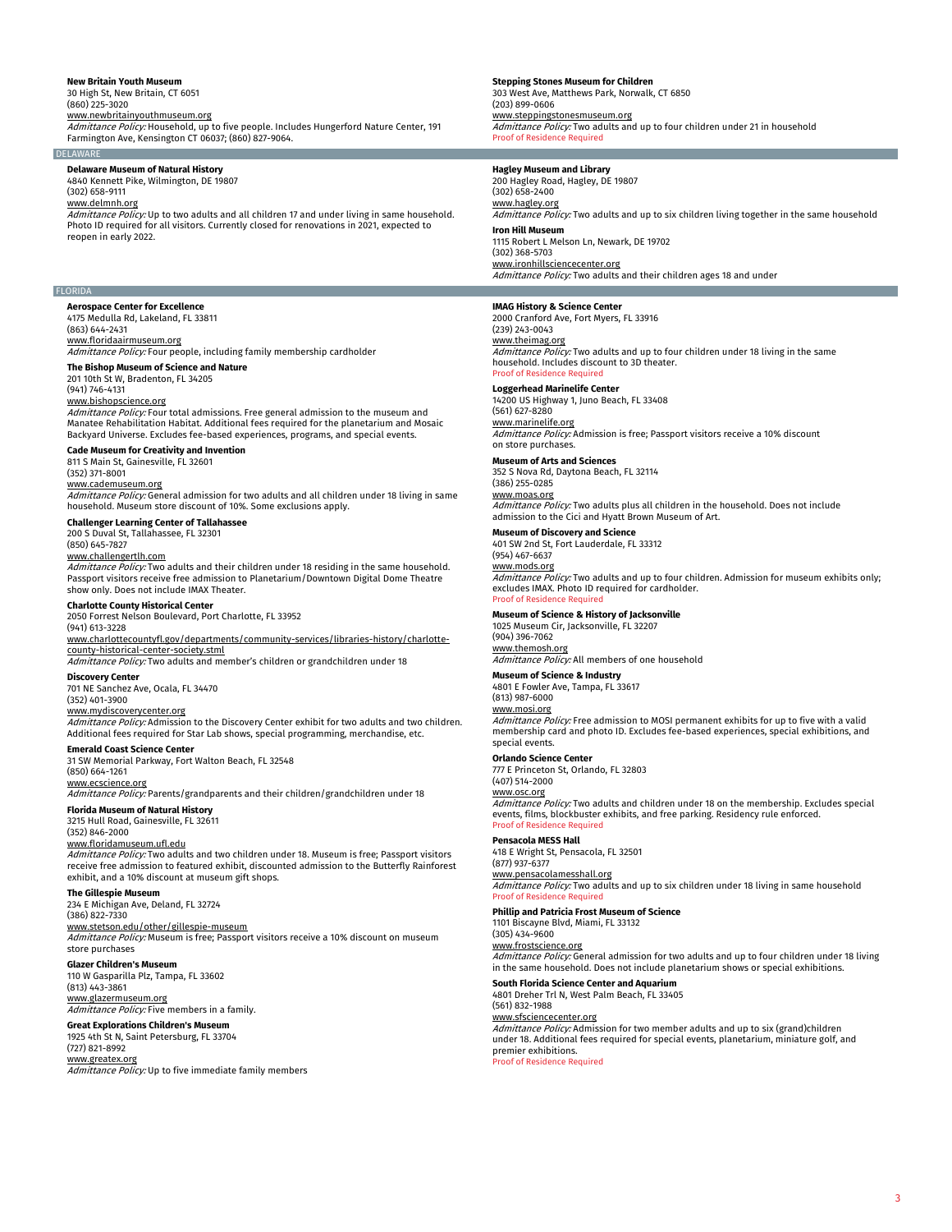**New Britain Youth Museum**
30 High St, New Britain, CT 6051
(860) 225-3020
www.newbritainyouthmuseum.org
*Admittance Policy:* Household, up to five people. Includes Hungerford Nature Center, 191 Farmington Ave, Kensington CT 06037; (860) 827-9064.

**Stepping Stones Museum for Children**
303 West Ave, Matthews Park, Norwalk, CT 6850
(203) 899-0606
www.steppingstonesmuseum.org
*Admittance Policy:* Two adults and up to four children under 21 in household
Proof of Residence Required

## DELAWARE

**Delaware Museum of Natural History**
4840 Kennett Pike, Wilmington, DE 19807
(302) 658-9111
www.delmnh.org
*Admittance Policy:* Up to two adults and all children 17 and under living in same household. Photo ID required for all visitors. Currently closed for renovations in 2021, expected to reopen in early 2022.

**Hagley Museum and Library**
200 Hagley Road, Hagley, DE 19807
(302) 658-2400
www.hagley.org
*Admittance Policy:* Two adults and up to six children living together in the same household

**Iron Hill Museum**
1115 Robert L Melson Ln, Newark, DE 19702
(302) 368-5703
www.ironhillsciencecenter.org
*Admittance Policy:* Two adults and their children ages 18 and under

## FLORIDA

**Aerospace Center for Excellence**
4175 Medulla Rd, Lakeland, FL 33811
(863) 644-2431
www.floridaairmuseum.org
*Admittance Policy:* Four people, including family membership cardholder

**The Bishop Museum of Science and Nature**
201 10th St W, Bradenton, FL 34205
(941) 746-4131
www.bishopscience.org
*Admittance Policy:* Four total admissions. Free general admission to the museum and Manatee Rehabilitation Habitat. Additional fees required for the planetarium and Mosaic Backyard Universe. Excludes fee-based experiences, programs, and special events.

**Cade Museum for Creativity and Invention**
811 S Main St, Gainesville, FL 32601
(352) 371-8001
www.cademuseum.org
*Admittance Policy:* General admission for two adults and all children under 18 living in same household. Museum store discount of 10%. Some exclusions apply.

**Challenger Learning Center of Tallahassee**
200 S Duval St, Tallahassee, FL 32301
(850) 645-7827
www.challengertlh.com
*Admittance Policy:* Two adults and their children under 18 residing in the same household. Passport visitors receive free admission to Planetarium/Downtown Digital Dome Theatre show only. Does not include IMAX Theater.

**Charlotte County Historical Center**
2050 Forrest Nelson Boulevard, Port Charlotte, FL 33952
(941) 613-3228
www.charlottecountyfl.gov/departments/community-services/libraries-history/charlotte-county-historical-center-society.stml
*Admittance Policy:* Two adults and member's children or grandchildren under 18

**Discovery Center**
701 NE Sanchez Ave, Ocala, FL 34470
(352) 401-3900
www.mydiscoverycenter.org
*Admittance Policy:* Admission to the Discovery Center exhibit for two adults and two children. Additional fees required for Star Lab shows, special programming, merchandise, etc.

**Emerald Coast Science Center**
31 SW Memorial Parkway, Fort Walton Beach, FL 32548
(850) 664-1261
www.ecscience.org
*Admittance Policy:* Parents/grandparents and their children/grandchildren under 18

**Florida Museum of Natural History**
3215 Hull Road, Gainesville, FL 32611
(352) 846-2000
www.floridamuseum.ufl.edu
*Admittance Policy:* Two adults and two children under 18. Museum is free; Passport visitors receive free admission to featured exhibit, discounted admission to the Butterfly Rainforest exhibit, and a 10% discount at museum gift shops.

**The Gillespie Museum**
234 E Michigan Ave, Deland, FL 32724
(386) 822-7330
www.stetson.edu/other/gillespie-museum
*Admittance Policy:* Museum is free; Passport visitors receive a 10% discount on museum store purchases

**Glazer Children's Museum**
110 W Gasparilla Plz, Tampa, FL 33602
(813) 443-3861
www.glazermuseum.org
*Admittance Policy:* Five members in a family.

**Great Explorations Children's Museum**
1925 4th St N, Saint Petersburg, FL 33704
(727) 821-8992
www.greatex.org
*Admittance Policy:* Up to five immediate family members

**IMAG History & Science Center**
2000 Cranford Ave, Fort Myers, FL 33916
(239) 243-0043
www.theimag.org
*Admittance Policy:* Two adults and up to four children under 18 living in the same household. Includes discount to 3D theater.
Proof of Residence Required

**Loggerhead Marinelife Center**
14200 US Highway 1, Juno Beach, FL 33408
(561) 627-8280
www.marinelife.org
*Admittance Policy:* Admission is free; Passport visitors receive a 10% discount on store purchases.

**Museum of Arts and Sciences**
352 S Nova Rd, Daytona Beach, FL 32114
(386) 255-0285
www.moas.org
*Admittance Policy:* Two adults plus all children in the household. Does not include admission to the Cici and Hyatt Brown Museum of Art.

**Museum of Discovery and Science**
401 SW 2nd St, Fort Lauderdale, FL 33312
(954) 467-6637
www.mods.org
*Admittance Policy:* Two adults and up to four children. Admission for museum exhibits only; excludes IMAX. Photo ID required for cardholder.
Proof of Residence Required

**Museum of Science & History of Jacksonville**
1025 Museum Cir, Jacksonville, FL 32207
(904) 396-7062
www.themosh.org
*Admittance Policy:* All members of one household

**Museum of Science & Industry**
4801 E Fowler Ave, Tampa, FL 33617
(813) 987-6000
www.mosi.org
*Admittance Policy:* Free admission to MOSI permanent exhibits for up to five with a valid membership card and photo ID. Excludes fee-based experiences, special exhibitions, and special events.

**Orlando Science Center**
777 E Princeton St, Orlando, FL 32803
(407) 514-2000
www.osc.org
*Admittance Policy:* Two adults and children under 18 on the membership. Excludes special events, films, blockbuster exhibits, and free parking. Residency rule enforced.
Proof of Residence Required

**Pensacola MESS Hall**
418 E Wright St, Pensacola, FL 32501
(877) 937-6377
www.pensacolamesshall.org
*Admittance Policy:* Two adults and up to six children under 18 living in same household
Proof of Residence Required

**Phillip and Patricia Frost Museum of Science**
1101 Biscayne Blvd, Miami, FL 33132
(305) 434-9600
www.frostscience.org
*Admittance Policy:* General admission for two adults and up to four children under 18 living in the same household. Does not include planetarium shows or special exhibitions.

**South Florida Science Center and Aquarium**
4801 Dreher Trl N, West Palm Beach, FL 33405
(561) 832-1988
www.sfsciencecenter.org
*Admittance Policy:* Admission for two member adults and up to six (grand)children under 18. Additional fees required for special events, planetarium, miniature golf, and premier exhibitions.
Proof of Residence Required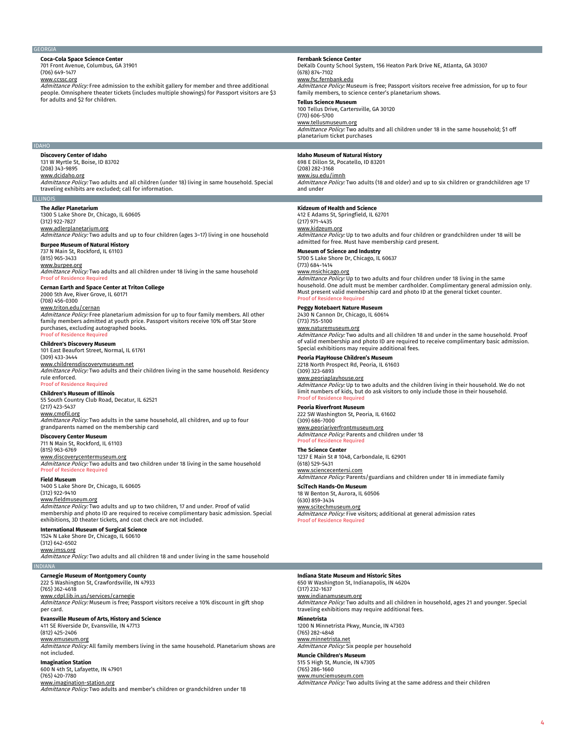## GEORGIA

**Coca-Cola Space Science Center**
701 Front Avenue, Columbus, GA 31901
(706) 649-1477
www.ccssc.org
*Admittance Policy:* Free admission to the exhibit gallery for member and three additional people. Omnisphere theater tickets (includes multiple showings) for Passport visitors are $3 for adults and $2 for children.

**Fernbank Science Center**
DeKalb County School System, 156 Heaton Park Drive NE, Atlanta, GA 30307
(678) 874-7102
www.fsc.fernbank.edu
*Admittance Policy:* Museum is free; Passport visitors receive free admission, for up to four family members, to science center's planetarium shows.

**Tellus Science Museum**
100 Tellus Drive, Cartersville, GA 30120
(770) 606-5700
www.tellusmuseum.org
*Admittance Policy:* Two adults and all children under 18 in the same household; $1 off planetarium ticket purchases

## IDAHO

**Discovery Center of Idaho**
131 W Myrtle St, Boise, ID 83702
(208) 343-9895
www.dcidaho.org
*Admittance Policy:* Two adults and all children (under 18) living in same household. Special traveling exhibits are excluded; call for information.

**Idaho Museum of Natural History**
698 E Dillon St, Pocatello, ID 83201
(208) 282-3168
www.isu.edu/imnh
*Admittance Policy:* Two adults (18 and older) and up to six children or grandchildren age 17 and under

## ILLINOIS

**The Adler Planetarium**
1300 S Lake Shore Dr, Chicago, IL 60605
(312) 922-7827
www.adlerplanetarium.org
*Admittance Policy:* Two adults and up to four children (ages 3–17) living in one household

**Burpee Museum of Natural History**
737 N Main St, Rockford, IL 61103
(815) 965-3433
www.burpee.org
*Admittance Policy:* Two adults and all children under 18 living in the same household
Proof of Residence Required

**Cernan Earth and Space Center at Triton College**
2000 5th Ave, River Grove, IL 60171
(708) 456-0300
www.triton.edu/cernan
*Admittance Policy:* Free planetarium admission for up to four family members. All other family members admitted at youth price. Passport visitors receive 10% off Star Store purchases, excluding autographed books.
Proof of Residence Required

**Children's Discovery Museum**
101 East Beaufort Street, Normal, IL 61761
(309) 433-3444
www.childrensdiscoverymuseum.net
*Admittance Policy:* Two adults and their children living in the same household. Residency rule enforced.
Proof of Residence Required

**Children's Museum of Illinois**
55 South Country Club Road, Decatur, IL 62521
(217) 423-5437
www.cmofil.org
*Admittance Policy:* Two adults in the same household, all children, and up to four grandparents named on the membership card

**Discovery Center Museum**
711 N Main St, Rockford, IL 61103
(815) 963-6769
www.discoverycentermuseum.org
*Admittance Policy:* Two adults and two children under 18 living in the same household
Proof of Residence Required

**Field Museum**
1400 S Lake Shore Dr, Chicago, IL 60605
(312) 922-9410
www.fieldmuseum.org
*Admittance Policy:* Two adults and up to two children, 17 and under. Proof of valid membership and photo ID are required to receive complimentary basic admission. Special exhibitions, 3D theater tickets, and coat check are not included.

**International Museum of Surgical Science**
1524 N Lake Shore Dr, Chicago, IL 60610
(312) 642-6502
www.imss.org
*Admittance Policy:* Two adults and all children 18 and under living in the same household

**Kidzeum of Health and Science**
412 E Adams St, Springfield, IL 62701
(217) 971-4435
www.kidzeum.org
*Admittance Policy:* Up to two adults and four children or grandchildren under 18 will be admitted for free. Must have membership card present.

**Museum of Science and Industry**
5700 S Lake Shore Dr, Chicago, IL 60637
(773) 684-1414
www.msichicago.org
*Admittance Policy:* Up to two adults and four children under 18 living in the same household. One adult must be member cardholder. Complimentary general admission only. Must present valid membership card and photo ID at the general ticket counter.
Proof of Residence Required

**Peggy Notebaert Nature Museum**
2430 N Cannon Dr, Chicago, IL 60614
(773) 755-5100
www.naturemuseum.org
*Admittance Policy:* Two adults and all children 18 and under in the same household. Proof of valid membership and photo ID are required to receive complimentary basic admission. Special exhibitions may require additional fees.

**Peoria PlayHouse Children's Museum**
2218 North Prospect Rd, Peoria, IL 61603
(309) 323-6893
www.peoriaplayhouse.org
*Admittance Policy:* Up to two adults and the children living in their household. We do not limit numbers of kids, but do ask visitors to only include those in their household.
Proof of Residence Required

**Peoria Riverfront Museum**
222 SW Washington St, Peoria, IL 61602
(309) 686-7000
www.peoriariverfrontmuseum.org
*Admittance Policy:* Parents and children under 18
Proof of Residence Required

**The Science Center**
1237 E Main St # 1048, Carbondale, IL 62901
(618) 529-5431
www.sciencecentersi.com
*Admittance Policy:* Parents/guardians and children under 18 in immediate family

**SciTech Hands-On Museum**
18 W Benton St, Aurora, IL 60506
(630) 859-3434
www.scitechmuseum.org
*Admittance Policy:* Five visitors; additional at general admission rates
Proof of Residence Required

## INDIANA

**Carnegie Museum of Montgomery County**
222 S Washington St, Crawfordsville, IN 47933
(765) 362-4618
www.cdpl.lib.in.us/services/carnegie
*Admittance Policy:* Museum is free; Passport visitors receive a 10% discount in gift shop per card.

**Evansville Museum of Arts, History and Science**
411 SE Riverside Dr, Evansville, IN 47713
(812) 425-2406
www.emuseum.org
*Admittance Policy:* All family members living in the same household. Planetarium shows are not included.

**Imagination Station**
600 N 4th St, Lafayette, IN 47901
(765) 420-7780
www.imagination-station.org
*Admittance Policy:* Two adults and member's children or grandchildren under 18

**Indiana State Museum and Historic Sites**
650 W Washington St, Indianapolis, IN 46204
(317) 232-1637
www.indianamuseum.org
*Admittance Policy:* Two adults and all children in household, ages 21 and younger. Special traveling exhibitions may require additional fees.

**Minnetrista**
1200 N Minnetrista Pkwy, Muncie, IN 47303
(765) 282-4848
www.minnetrista.net
*Admittance Policy:* Six people per household

**Muncie Children's Museum**
515 S High St, Muncie, IN 47305
(765) 286-1660
www.munciemuseum.com
*Admittance Policy:* Two adults living at the same address and their children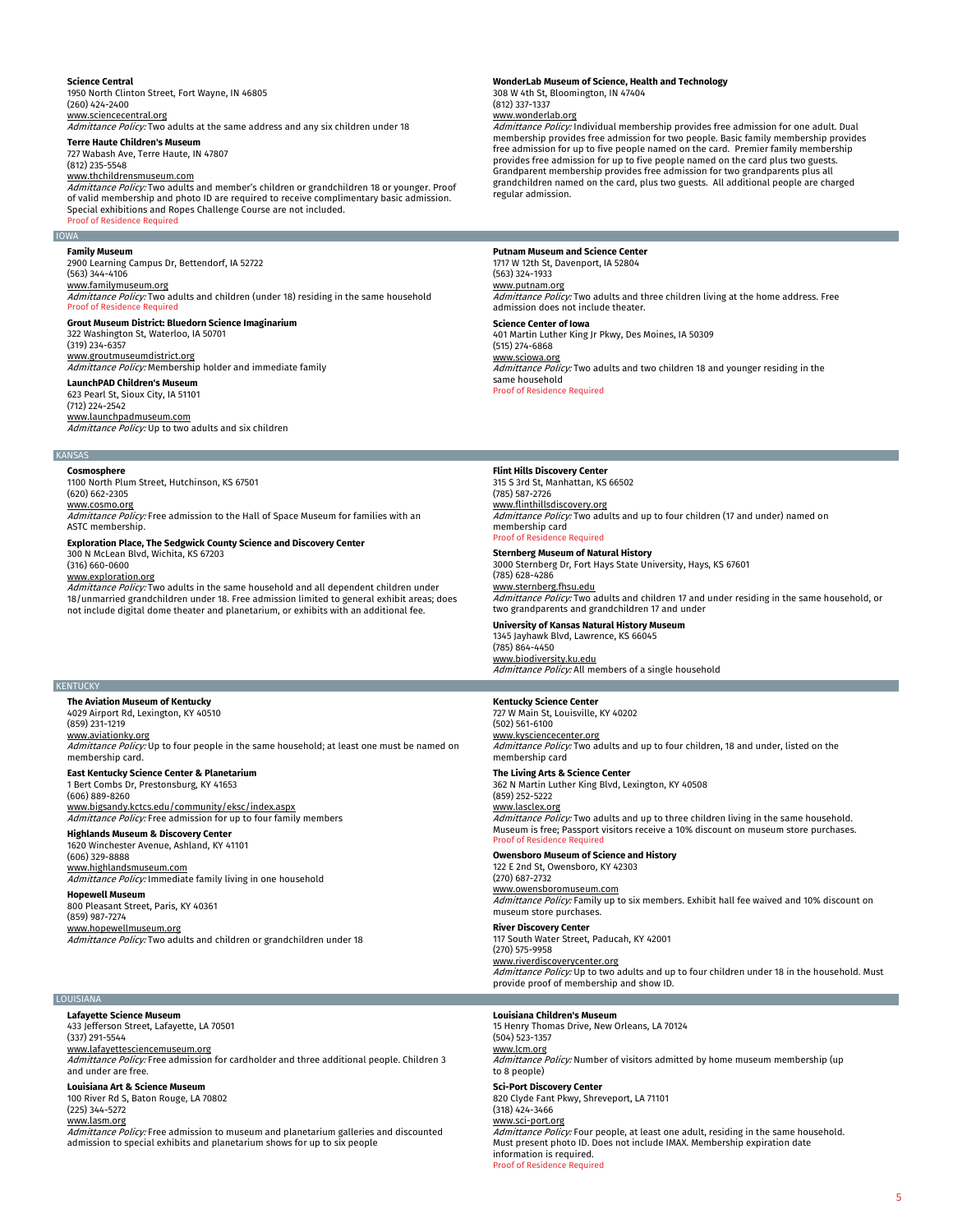**Science Central**
1950 North Clinton Street, Fort Wayne, IN 46805
(260) 424-2400
www.sciencecentral.org
*Admittance Policy:* Two adults at the same address and any six children under 18

**Terre Haute Children's Museum**
727 Wabash Ave, Terre Haute, IN 47807
(812) 235-5548
www.thchildrensmuseum.com
*Admittance Policy:* Two adults and member's children or grandchildren 18 or younger. Proof of valid membership and photo ID are required to receive complimentary basic admission. Special exhibitions and Ropes Challenge Course are not included.
Proof of Residence Required

**WonderLab Museum of Science, Health and Technology**
308 W 4th St, Bloomington, IN 47404
(812) 337-1337
www.wonderlab.org
*Admittance Policy:* Individual membership provides free admission for one adult. Dual membership provides free admission for two people. Basic family membership provides free admission for up to five people named on the card. Premier family membership provides free admission for up to five people named on the card plus two guests. Grandparent membership provides free admission for two grandparents plus all grandchildren named on the card, plus two guests. All additional people are charged regular admission.

## IOWA

**Family Museum**
2900 Learning Campus Dr, Bettendorf, IA 52722
(563) 344-4106
www.familymuseum.org
*Admittance Policy:* Two adults and children (under 18) residing in the same household
Proof of Residence Required

**Grout Museum District: Bluedorn Science Imaginarium**
322 Washington St, Waterloo, IA 50701
(319) 234-6357
www.groutmuseumdistrict.org
*Admittance Policy:* Membership holder and immediate family

**LaunchPAD Children's Museum**
623 Pearl St, Sioux City, IA 51101
(712) 224-2542
www.launchpadmuseum.com
*Admittance Policy:* Up to two adults and six children

**Putnam Museum and Science Center**
1717 W 12th St, Davenport, IA 52804
(563) 324-1933
www.putnam.org
*Admittance Policy:* Two adults and three children living at the home address. Free admission does not include theater.

**Science Center of Iowa**
401 Martin Luther King Jr Pkwy, Des Moines, IA 50309
(515) 274-6868
www.sciowa.org
*Admittance Policy:* Two adults and two children 18 and younger residing in the same household
Proof of Residence Required

## KANSAS

**Cosmosphere**
1100 North Plum Street, Hutchinson, KS 67501
(620) 662-2305
www.cosmo.org
*Admittance Policy:* Free admission to the Hall of Space Museum for families with an ASTC membership.

**Exploration Place, The Sedgwick County Science and Discovery Center**
300 N McLean Blvd, Wichita, KS 67203
(316) 660-0600
www.exploration.org
*Admittance Policy:* Two adults in the same household and all dependent children under 18/unmarried grandchildren under 18. Free admission limited to general exhibit areas; does not include digital dome theater and planetarium, or exhibits with an additional fee.

**Flint Hills Discovery Center**
315 S 3rd St, Manhattan, KS 66502
(785) 587-2726
www.flinthillsdiscovery.org
*Admittance Policy:* Two adults and up to four children (17 and under) named on membership card
Proof of Residence Required

**Sternberg Museum of Natural History**
3000 Sternberg Dr, Fort Hays State University, Hays, KS 67601
(785) 628-4286
www.sternberg.fhsu.edu
*Admittance Policy:* Two adults and children 17 and under residing in the same household, or two grandparents and grandchildren 17 and under

**University of Kansas Natural History Museum**
1345 Jayhawk Blvd, Lawrence, KS 66045
(785) 864-4450
www.biodiversity.ku.edu
*Admittance Policy:* All members of a single household

## KENTUCKY

**The Aviation Museum of Kentucky**
4029 Airport Rd, Lexington, KY 40510
(859) 231-1219
www.aviationky.org
*Admittance Policy:* Up to four people in the same household; at least one must be named on membership card.

**East Kentucky Science Center & Planetarium**
1 Bert Combs Dr, Prestonsburg, KY 41653
(606) 889-8260
www.bigsandy.kctcs.edu/community/eksc/index.aspx
*Admittance Policy:* Free admission for up to four family members

**Highlands Museum & Discovery Center**
1620 Winchester Avenue, Ashland, KY 41101
(606) 329-8888
www.highlandsmuseum.com
*Admittance Policy:* Immediate family living in one household

**Hopewell Museum**
800 Pleasant Street, Paris, KY 40361
(859) 987-7274
www.hopewellmuseum.org
*Admittance Policy:* Two adults and children or grandchildren under 18

**Kentucky Science Center**
727 W Main St, Louisville, KY 40202
(502) 561-6100
www.kysciencecenter.org
*Admittance Policy:* Two adults and up to four children, 18 and under, listed on the membership card

**The Living Arts & Science Center**
362 N Martin Luther King Blvd, Lexington, KY 40508
(859) 252-5222
www.lasclex.org
*Admittance Policy:* Two adults and up to three children living in the same household. Museum is free; Passport visitors receive a 10% discount on museum store purchases.
Proof of Residence Required

**Owensboro Museum of Science and History**
122 E 2nd St, Owensboro, KY 42303
(270) 687-2732
www.owensboromuseum.com
*Admittance Policy:* Family up to six members. Exhibit hall fee waived and 10% discount on museum store purchases.

**River Discovery Center**
117 South Water Street, Paducah, KY 42001
(270) 575-9958
www.riverdiscoverycenter.org
*Admittance Policy:* Up to two adults and up to four children under 18 in the household. Must provide proof of membership and show ID.

## LOUISIANA

**Lafayette Science Museum**
433 Jefferson Street, Lafayette, LA 70501
(337) 291-5544
www.lafayettesciencemuseum.org
*Admittance Policy:* Free admission for cardholder and three additional people. Children 3 and under are free.

**Louisiana Art & Science Museum**
100 River Rd S, Baton Rouge, LA 70802
(225) 344-5272
www.lasm.org
*Admittance Policy:* Free admission to museum and planetarium galleries and discounted admission to special exhibits and planetarium shows for up to six people

**Louisiana Children's Museum**
15 Henry Thomas Drive, New Orleans, LA 70124
(504) 523-1357
www.lcm.org
*Admittance Policy:* Number of visitors admitted by home museum membership (up to 8 people)

**Sci-Port Discovery Center**
820 Clyde Fant Pkwy, Shreveport, LA 71101
(318) 424-3466
www.sci-port.org
*Admittance Policy:* Four people, at least one adult, residing in the same household. Must present photo ID. Does not include IMAX. Membership expiration date information is required.
Proof of Residence Required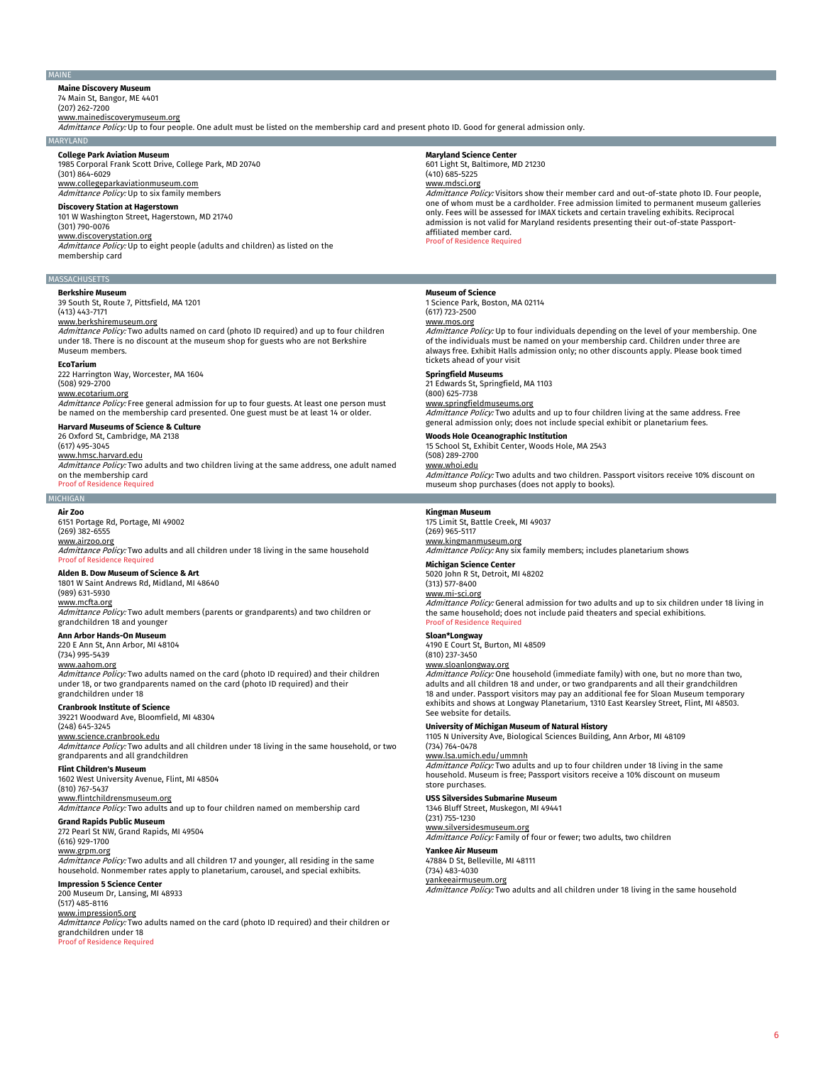## MAINE

**Maine Discovery Museum**
74 Main St, Bangor, ME 4401
(207) 262-7200
www.mainediscoverymuseum.org
*Admittance Policy:* Up to four people. One adult must be listed on the membership card and present photo ID. Good for general admission only.

## MARYLAND

**College Park Aviation Museum**
1985 Corporal Frank Scott Drive, College Park, MD 20740
(301) 864-6029
www.collegeparkaviationmuseum.com
*Admittance Policy:* Up to six family members

**Discovery Station at Hagerstown**
101 W Washington Street, Hagerstown, MD 21740
(301) 790-0076
www.discoverystation.org
*Admittance Policy:* Up to eight people (adults and children) as listed on the membership card

**Maryland Science Center**
601 Light St, Baltimore, MD 21230
(410) 685-5225
www.mdsci.org
*Admittance Policy:* Visitors show their member card and out-of-state photo ID. Four people, one of whom must be a cardholder. Free admission limited to permanent museum galleries only. Fees will be assessed for IMAX tickets and certain traveling exhibits. Reciprocal admission is not valid for Maryland residents presenting their out-of-state Passport-affiliated member card.
Proof of Residence Required

## MASSACHUSETTS

**Berkshire Museum**
39 South St, Route 7, Pittsfield, MA 1201
(413) 443-7171
www.berkshiremuseum.org
*Admittance Policy:* Two adults named on card (photo ID required) and up to four children under 18. There is no discount at the museum shop for guests who are not Berkshire Museum members.

**EcoTarium**
222 Harrington Way, Worcester, MA 1604
(508) 929-2700
www.ecotarium.org
*Admittance Policy:* Free general admission for up to four guests. At least one person must be named on the membership card presented. One guest must be at least 14 or older.

**Harvard Museums of Science & Culture**
26 Oxford St, Cambridge, MA 2138
(617) 495-3045
www.hmsc.harvard.edu
*Admittance Policy:* Two adults and two children living at the same address, one adult named on the membership card
Proof of Residence Required

**Museum of Science**
1 Science Park, Boston, MA 02114
(617) 723-2500
www.mos.org
*Admittance Policy:* Up to four individuals depending on the level of your membership. One of the individuals must be named on your membership card. Children under three are always free. Exhibit Halls admission only; no other discounts apply. Please book timed tickets ahead of your visit

**Springfield Museums**
21 Edwards St, Springfield, MA 1103
(800) 625-7738
www.springfieldmuseums.org
*Admittance Policy:* Two adults and up to four children living at the same address. Free general admission only; does not include special exhibit or planetarium fees.

**Woods Hole Oceanographic Institution**
15 School St, Exhibit Center, Woods Hole, MA 2543
(508) 289-2700
www.whoi.edu
*Admittance Policy:* Two adults and two children. Passport visitors receive 10% discount on museum shop purchases (does not apply to books).

## MICHIGAN

**Air Zoo**
6151 Portage Rd, Portage, MI 49002
(269) 382-6555
www.airzoo.org
*Admittance Policy:* Two adults and all children under 18 living in the same household
Proof of Residence Required

**Alden B. Dow Museum of Science & Art**
1801 W Saint Andrews Rd, Midland, MI 48640
(989) 631-5930
www.mcfta.org
*Admittance Policy:* Two adult members (parents or grandparents) and two children or grandchildren 18 and younger

**Ann Arbor Hands-On Museum**
220 E Ann St, Ann Arbor, MI 48104
(734) 995-5439
www.aahom.org
*Admittance Policy:* Two adults named on the card (photo ID required) and their children under 18, or two grandparents named on the card (photo ID required) and their grandchildren under 18

**Cranbrook Institute of Science**
39221 Woodward Ave, Bloomfield, MI 48304
(248) 645-3245
www.science.cranbrook.edu
*Admittance Policy:* Two adults and all children under 18 living in the same household, or two grandparents and all grandchildren

**Flint Children's Museum**
1602 West University Avenue, Flint, MI 48504
(810) 767-5437
www.flintchildrensmuseum.org
*Admittance Policy:* Two adults and up to four children named on membership card

**Grand Rapids Public Museum**
272 Pearl St NW, Grand Rapids, MI 49504
(616) 929-1700
www.grpm.org
*Admittance Policy:* Two adults and all children 17 and younger, all residing in the same household. Nonmember rates apply to planetarium, carousel, and special exhibits.

**Impression 5 Science Center**
200 Museum Dr, Lansing, MI 48933
(517) 485-8116
www.impression5.org
*Admittance Policy:* Two adults named on the card (photo ID required) and their children or grandchildren under 18
Proof of Residence Required

**Kingman Museum**
175 Limit St, Battle Creek, MI 49037
(269) 965-5117
www.kingmanmuseum.org
*Admittance Policy:* Any six family members; includes planetarium shows

**Michigan Science Center**
5020 John R St, Detroit, MI 48202
(313) 577-8400
www.mi-sci.org
*Admittance Policy:* General admission for two adults and up to six children under 18 living in the same household; does not include paid theaters and special exhibitions.
Proof of Residence Required

**Sloan*Longway**
4190 E Court St, Burton, MI 48509
(810) 237-3450
www.sloanlongway.org
*Admittance Policy:* One household (immediate family) with one, but no more than two, adults and all children 18 and under, or two grandparents and all their grandchildren 18 and under. Passport visitors may pay an additional fee for Sloan Museum temporary exhibits and shows at Longway Planetarium, 1310 East Kearsley Street, Flint, MI 48503. See website for details.

**University of Michigan Museum of Natural History**
1105 N University Ave, Biological Sciences Building, Ann Arbor, MI 48109
(734) 764-0478
www.lsa.umich.edu/ummnh
*Admittance Policy:* Two adults and up to four children under 18 living in the same household. Museum is free; Passport visitors receive a 10% discount on museum store purchases.

**USS Silversides Submarine Museum**
1346 Bluff Street, Muskegon, MI 49441
(231) 755-1230
www.silversidesmuseum.org
*Admittance Policy:* Family of four or fewer; two adults, two children

**Yankee Air Museum**
47884 D St, Belleville, MI 48111
(734) 483-4030
yankeeairmuseum.org
*Admittance Policy:* Two adults and all children under 18 living in the same household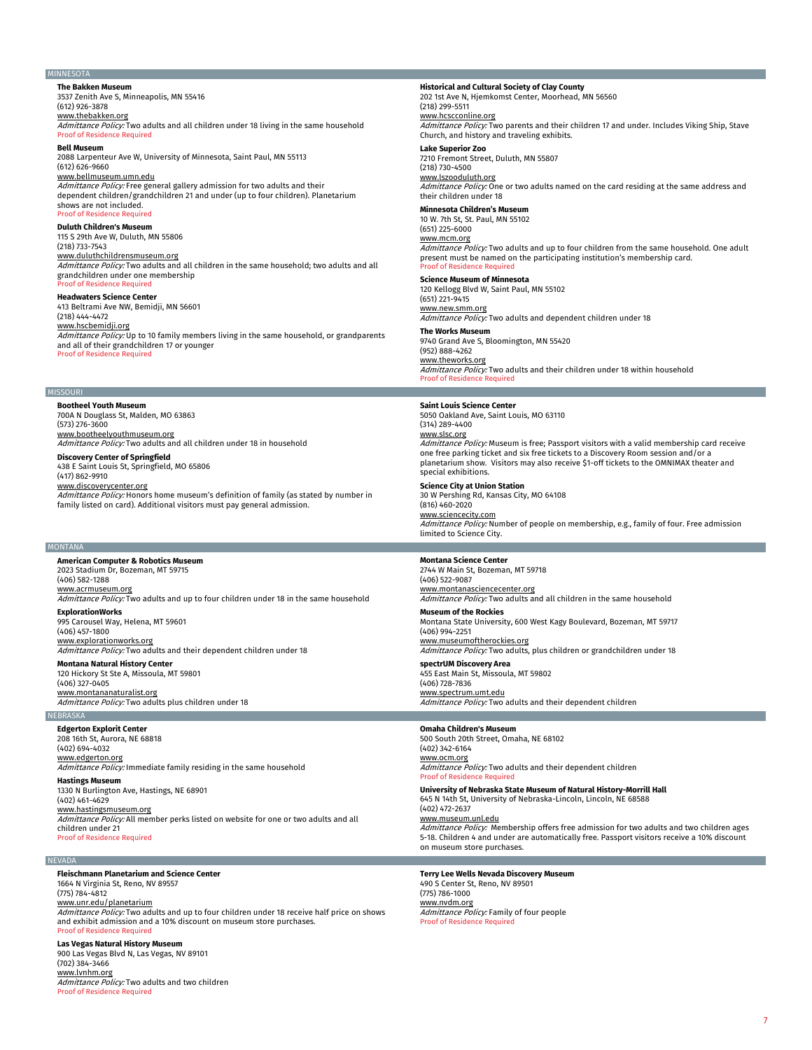## MINNESOTA

**The Bakken Museum**
3537 Zenith Ave S, Minneapolis, MN 55416
(612) 926-3878
www.thebakken.org
*Admittance Policy:* Two adults and all children under 18 living in the same household
Proof of Residence Required

**Bell Museum**
2088 Larpenteur Ave W, University of Minnesota, Saint Paul, MN 55113
(612) 626-9660
www.bellmuseum.umn.edu
*Admittance Policy:* Free general gallery admission for two adults and their dependent children/grandchildren 21 and under (up to four children). Planetarium shows are not included.
Proof of Residence Required

**Duluth Children's Museum**
115 S 29th Ave W, Duluth, MN 55806
(218) 733-7543
www.duluthchildrensmuseum.org
*Admittance Policy:* Two adults and all children in the same household; two adults and all grandchildren under one membership
Proof of Residence Required

**Headwaters Science Center**
413 Beltrami Ave NW, Bemidji, MN 56601
(218) 444-4472
www.hscbemidji.org
*Admittance Policy:* Up to 10 family members living in the same household, or grandparents and all of their grandchildren 17 or younger
Proof of Residence Required

**Historical and Cultural Society of Clay County**
202 1st Ave N, Hjemkomst Center, Moorhead, MN 56560
(218) 299-5511
www.hcscconline.org
*Admittance Policy:* Two parents and their children 17 and under. Includes Viking Ship, Stave Church, and history and traveling exhibits.

**Lake Superior Zoo**
7210 Fremont Street, Duluth, MN 55807
(218) 730-4500
www.lszooduluth.org
*Admittance Policy:* One or two adults named on the card residing at the same address and their children under 18

**Minnesota Children's Museum**
10 W. 7th St, St. Paul, MN 55102
(651) 225-6000
www.mcm.org
*Admittance Policy:* Two adults and up to four children from the same household. One adult present must be named on the participating institution's membership card.
Proof of Residence Required

**Science Museum of Minnesota**
120 Kellogg Blvd W, Saint Paul, MN 55102
(651) 221-9415
www.new.smm.org
*Admittance Policy:* Two adults and dependent children under 18

**The Works Museum**
9740 Grand Ave S, Bloomington, MN 55420
(952) 888-4262
www.theworks.org
*Admittance Policy:* Two adults and their children under 18 within household
Proof of Residence Required

## MISSOURI

**Bootheel Youth Museum**
700A N Douglass St, Malden, MO 63863
(573) 276-3600
www.bootheelyouthmuseum.org
*Admittance Policy:* Two adults and all children under 18 in household

**Discovery Center of Springfield**
438 E Saint Louis St, Springfield, MO 65806
(417) 862-9910
www.discoverycenter.org
*Admittance Policy:* Honors home museum's definition of family (as stated by number in family listed on card). Additional visitors must pay general admission.

**Saint Louis Science Center**
5050 Oakland Ave, Saint Louis, MO 63110
(314) 289-4400
www.slsc.org
*Admittance Policy:* Museum is free; Passport visitors with a valid membership card receive one free parking ticket and six free tickets to a Discovery Room session and/or a planetarium show. Visitors may also receive $1-off tickets to the OMNIMAX theater and special exhibitions.

**Science City at Union Station**
30 W Pershing Rd, Kansas City, MO 64108
(816) 460-2020
www.sciencecity.com
*Admittance Policy:* Number of people on membership, e.g., family of four. Free admission limited to Science City.

## MONTANA

**American Computer & Robotics Museum**
2023 Stadium Dr, Bozeman, MT 59715
(406) 582-1288
www.acrmuseum.org
*Admittance Policy:* Two adults and up to four children under 18 in the same household

**ExplorationWorks**
995 Carousel Way, Helena, MT 59601
(406) 457-1800
www.explorationworks.org
*Admittance Policy:* Two adults and their dependent children under 18

**Montana Natural History Center**
120 Hickory St Ste A, Missoula, MT 59801
(406) 327-0405
www.montananaturalist.org
*Admittance Policy:* Two adults plus children under 18

**Montana Science Center**
2744 W Main St, Bozeman, MT 59718
(406) 522-9087
www.montanasciencecenter.org
*Admittance Policy:* Two adults and all children in the same household

**Museum of the Rockies**
Montana State University, 600 West Kagy Boulevard, Bozeman, MT 59717
(406) 994-2251
www.museumoftherockies.org
*Admittance Policy:* Two adults, plus children or grandchildren under 18

**spectrUM Discovery Area**
455 East Main St, Missoula, MT 59802
(406) 728-7836
www.spectrum.umt.edu
*Admittance Policy:* Two adults and their dependent children

## NEBRASKA

**Edgerton Explorit Center**
208 16th St, Aurora, NE 68818
(402) 694-4032
www.edgerton.org
*Admittance Policy:* Immediate family residing in the same household

**Hastings Museum**
1330 N Burlington Ave, Hastings, NE 68901
(402) 461-4629
www.hastingsmuseum.org
*Admittance Policy:* All member perks listed on website for one or two adults and all children under 21
Proof of Residence Required

**Omaha Children's Museum**
500 South 20th Street, Omaha, NE 68102
(402) 342-6164
www.ocm.org
*Admittance Policy:* Two adults and their dependent children
Proof of Residence Required

**University of Nebraska State Museum of Natural History-Morrill Hall**
645 N 14th St, University of Nebraska-Lincoln, Lincoln, NE 68588
(402) 472-2637
www.museum.unl.edu
*Admittance Policy:* Membership offers free admission for two adults and two children ages 5-18. Children 4 and under are automatically free. Passport visitors receive a 10% discount on museum store purchases.

## NEVADA

**Fleischmann Planetarium and Science Center**
1664 N Virginia St, Reno, NV 89557
(775) 784-4812
www.unr.edu/planetarium
*Admittance Policy:* Two adults and up to four children under 18 receive half price on shows and exhibit admission and a 10% discount on museum store purchases.
Proof of Residence Required

**Las Vegas Natural History Museum**
900 Las Vegas Blvd N, Las Vegas, NV 89101
(702) 384-3466
www.lvnhm.org
*Admittance Policy:* Two adults and two children
Proof of Residence Required

**Terry Lee Wells Nevada Discovery Museum**
490 S Center St, Reno, NV 89501
(775) 786-1000
www.nvdm.org
*Admittance Policy:* Family of four people
Proof of Residence Required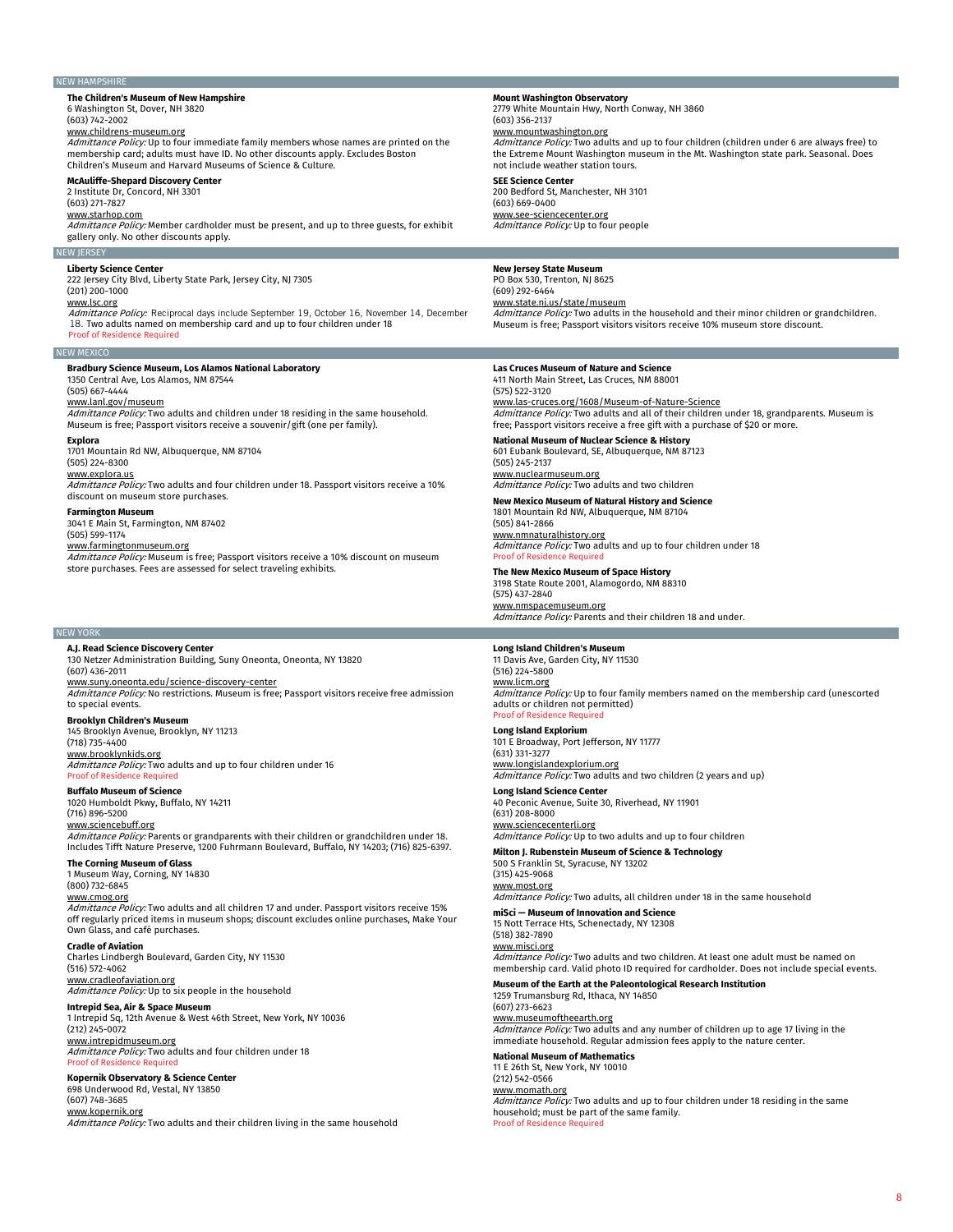## NEW HAMPSHIRE

**The Children's Museum of New Hampshire**
6 Washington St, Dover, NH 3820
(603) 742-2002
www.childrens-museum.org
*Admittance Policy:* Up to four immediate family members whose names are printed on the membership card; adults must have ID. No other discounts apply. Excludes Boston Children's Museum and Harvard Museums of Science & Culture.

**McAuliffe-Shepard Discovery Center**
2 Institute Dr, Concord, NH 3301
(603) 271-7827
www.starhop.com
*Admittance Policy:* Member cardholder must be present, and up to three guests, for exhibit gallery only. No other discounts apply.

**Mount Washington Observatory**
2779 White Mountain Hwy, North Conway, NH 3860
(603) 356-2137
www.mountwashington.org
*Admittance Policy:* Two adults and up to four children (children under 6 are always free) to the Extreme Mount Washington museum in the Mt. Washington state park. Seasonal. Does not include weather station tours.

**SEE Science Center**
200 Bedford St, Manchester, NH 3101
(603) 669-0400
www.see-sciencecenter.org
*Admittance Policy:* Up to four people

## NEW JERSEY

**Liberty Science Center**
222 Jersey City Blvd, Liberty State Park, Jersey City, NJ 7305
(201) 200-1000
www.lsc.org
*Admittance Policy:* Reciprocal days include September 19, October 16, November 14, December 18. Two adults named on membership card and up to four children under 18
Proof of Residence Required

**New Jersey State Museum**
PO Box 530, Trenton, NJ 8625
(609) 292-6464
www.state.nj.us/state/museum
*Admittance Policy:* Two adults in the household and their minor children or grandchildren. Museum is free; Passport visitors visitors receive 10% museum store discount.

## NEW MEXICO

**Bradbury Science Museum, Los Alamos National Laboratory**
1350 Central Ave, Los Alamos, NM 87544
(505) 667-4444
www.lanl.gov/museum
*Admittance Policy:* Two adults and children under 18 residing in the same household. Museum is free; Passport visitors receive a souvenir/gift (one per family).

**Explora**
1701 Mountain Rd NW, Albuquerque, NM 87104
(505) 224-8300
www.explora.us
*Admittance Policy:* Two adults and four children under 18. Passport visitors receive a 10% discount on museum store purchases.

**Farmington Museum**
3041 E Main St, Farmington, NM 87402
(505) 599-1174
www.farmingtonmuseum.org
*Admittance Policy:* Museum is free; Passport visitors receive a 10% discount on museum store purchases. Fees are assessed for select traveling exhibits.

**Las Cruces Museum of Nature and Science**
411 North Main Street, Las Cruces, NM 88001
(575) 522-3120
www.las-cruces.org/1608/Museum-of-Nature-Science
*Admittance Policy:* Two adults and all of their children under 18, grandparents. Museum is free; Passport visitors receive a free gift with a purchase of $20 or more.

**National Museum of Nuclear Science & History**
601 Eubank Boulevard, SE, Albuquerque, NM 87123
(505) 245-2137
www.nuclearmuseum.org
*Admittance Policy:* Two adults and two children

**New Mexico Museum of Natural History and Science**
1801 Mountain Rd NW, Albuquerque, NM 87104
(505) 841-2866
www.nmnaturalhistory.org
*Admittance Policy:* Two adults and up to four children under 18
Proof of Residence Required

**The New Mexico Museum of Space History**
3198 State Route 2001, Alamogordo, NM 88310
(575) 437-2840
www.nmspacemuseum.org
*Admittance Policy:* Parents and their children 18 and under.

## NEW YORK

**A.J. Read Science Discovery Center**
130 Netzer Administration Building, Suny Oneonta, Oneonta, NY 13820
(607) 436-2011
www.suny.oneonta.edu/science-discovery-center
*Admittance Policy:* No restrictions. Museum is free; Passport visitors receive free admission to special events.

**Brooklyn Children's Museum**
145 Brooklyn Avenue, Brooklyn, NY 11213
(718) 735-4400
www.brooklynkids.org
*Admittance Policy:* Two adults and up to four children under 16
Proof of Residence Required

**Buffalo Museum of Science**
1020 Humboldt Pkwy, Buffalo, NY 14211
(716) 896-5200
www.sciencebuff.org
*Admittance Policy:* Parents or grandparents with their children or grandchildren under 18. Includes Tifft Nature Preserve, 1200 Fuhrmann Boulevard, Buffalo, NY 14203; (716) 825-6397.

**The Corning Museum of Glass**
1 Museum Way, Corning, NY 14830
(800) 732-6845
www.cmog.org
*Admittance Policy:* Two adults and all children 17 and under. Passport visitors receive 15% off regularly priced items in museum shops; discount excludes online purchases, Make Your Own Glass, and café purchases.

**Cradle of Aviation**
Charles Lindbergh Boulevard, Garden City, NY 11530
(516) 572-4062
www.cradleofaviation.org
*Admittance Policy:* Up to six people in the household

**Intrepid Sea, Air & Space Museum**
1 Intrepid Sq, 12th Avenue & West 46th Street, New York, NY 10036
(212) 245-0072
www.intrepidmuseum.org
*Admittance Policy:* Two adults and four children under 18
Proof of Residence Required

**Kopernik Observatory & Science Center**
698 Underwood Rd, Vestal, NY 13850
(607) 748-3685
www.kopernik.org
*Admittance Policy:* Two adults and their children living in the same household

**Long Island Children's Museum**
11 Davis Ave, Garden City, NY 11530
(516) 224-5800
www.licm.org
*Admittance Policy:* Up to four family members named on the membership card (unescorted adults or children not permitted)
Proof of Residence Required

**Long Island Explorium**
101 E Broadway, Port Jefferson, NY 11777
(631) 331-3277
www.longislandexplorium.org
*Admittance Policy:* Two adults and two children (2 years and up)

**Long Island Science Center**
40 Peconic Avenue, Suite 30, Riverhead, NY 11901
(631) 208-8000
www.sciencecenterli.org
*Admittance Policy:* Up to two adults and up to four children

**Milton J. Rubenstein Museum of Science & Technology**
500 S Franklin St, Syracuse, NY 13202
(315) 425-9068
www.most.org
*Admittance Policy:* Two adults, all children under 18 in the same household

**miSci — Museum of Innovation and Science**
15 Nott Terrace Hts, Schenectady, NY 12308
(518) 382-7890
www.misci.org
*Admittance Policy:* Two adults and two children. At least one adult must be named on membership card. Valid photo ID required for cardholder. Does not include special events.

**Museum of the Earth at the Paleontological Research Institution**
1259 Trumansburg Rd, Ithaca, NY 14850
(607) 273-6623
www.museumoftheearth.org
*Admittance Policy:* Two adults and any number of children up to age 17 living in the immediate household. Regular admission fees apply to the nature center.

**National Museum of Mathematics**
11 E 26th St, New York, NY 10010
(212) 542-0566
www.momath.org
*Admittance Policy:* Two adults and up to four children under 18 residing in the same household; must be part of the same family.
Proof of Residence Required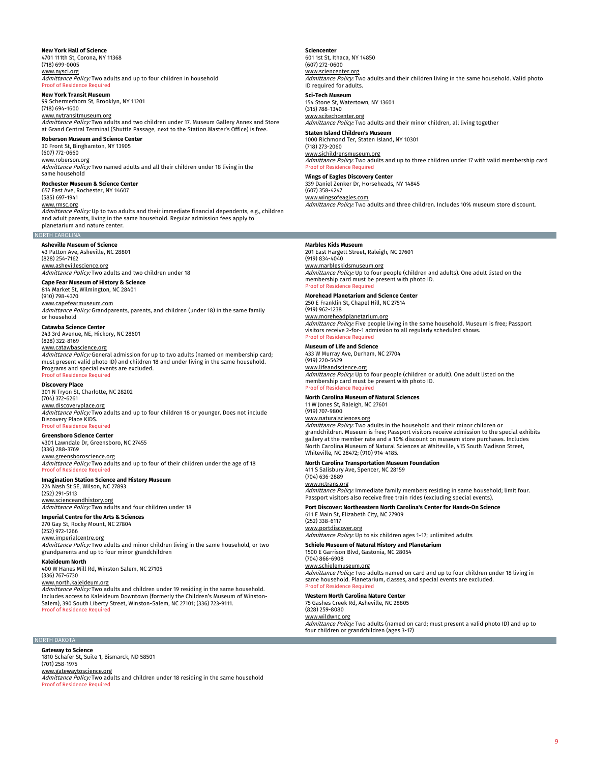**New York Hall of Science**
4701 111th St, Corona, NY 11368
(718) 699-0005
www.nysci.org
*Admittance Policy:* Two adults and up to four children in household
Proof of Residence Required

**New York Transit Museum**
99 Schermerhorn St, Brooklyn, NY 11201
(718) 694-1600
www.nytransitmuseum.org
*Admittance Policy:* Two adults and two children under 17. Museum Gallery Annex and Store at Grand Central Terminal (Shuttle Passage, next to the Station Master's Office) is free.

**Roberson Museum and Science Center**
30 Front St, Binghamton, NY 13905
(607) 772-0660
www.roberson.org
*Admittance Policy:* Two named adults and all their children under 18 living in the same household

**Rochester Museum & Science Center**
657 East Ave, Rochester, NY 14607
(585) 697-1941
www.rmsc.org
*Admittance Policy:* Up to two adults and their immediate financial dependents, e.g., children and adult parents, living in the same household. Regular admission fees apply to planetarium and nature center.

**Sciencenter**
601 1st St, Ithaca, NY 14850
(607) 272-0600
www.sciencenter.org
*Admittance Policy:* Two adults and their children living in the same household. Valid photo ID required for adults.

**Sci-Tech Museum**
154 Stone St, Watertown, NY 13601
(315) 788-1340
www.scitechcenter.org
*Admittance Policy:* Two adults and their minor children, all living together

**Staten Island Children's Museum**
1000 Richmond Ter, Staten Island, NY 10301
(718) 273-2060
www.sichildrensmuseum.org
*Admittance Policy:* Two adults and up to three children under 17 with valid membership card
Proof of Residence Required

**Wings of Eagles Discovery Center**
339 Daniel Zenker Dr, Horseheads, NY 14845
(607) 358-4247
www.wingsofeagles.com
*Admittance Policy:* Two adults and three children. Includes 10% museum store discount.

## NORTH CAROLINA

**Asheville Museum of Science**
43 Patton Ave, Asheville, NC 28801
(828) 254-7162
www.ashevillescience.org
*Admittance Policy:* Two adults and two children under 18

**Cape Fear Museum of History & Science**
814 Market St, Wilmington, NC 28401
(910) 798-4370
www.capefearmuseum.com
*Admittance Policy:* Grandparents, parents, and children (under 18) in the same family or household

**Catawba Science Center**
243 3rd Avenue, NE, Hickory, NC 28601
(828) 322-8169
www.catawbascience.org
*Admittance Policy:* General admission for up to two adults (named on membership card; must present valid photo ID) and children 18 and under living in the same household. Programs and special events are excluded.
Proof of Residence Required

**Discovery Place**
301 N Tryon St, Charlotte, NC 28202
(704) 372-6261
www.discoveryplace.org
*Admittance Policy:* Two adults and up to four children 18 or younger. Does not include Discovery Place KIDS.
Proof of Residence Required

**Greensboro Science Center**
4301 Lawndale Dr, Greensboro, NC 27455
(336) 288-3769
www.greensboroscience.org
*Admittance Policy:* Two adults and up to four of their children under the age of 18
Proof of Residence Required

**Imagination Station Science and History Museum**
224 Nash St SE, Wilson, NC 27893
(252) 291-5113
www.scienceandhistory.org
*Admittance Policy:* Two adults and four children under 18

**Imperial Centre for the Arts & Sciences**
270 Gay St, Rocky Mount, NC 27804
(252) 972-1266
www.imperialcentre.org
*Admittance Policy:* Two adults and minor children living in the same household, or two grandparents and up to four minor grandchildren

**Kaleideum North**
400 W Hanes Mill Rd, Winston Salem, NC 27105
(336) 767-6730
www.north.kaleideum.org
*Admittance Policy:* Two adults and children under 19 residing in the same household. Includes access to Kaleideum Downtown (formerly the Children's Museum of Winston-Salem), 390 South Liberty Street, Winston-Salem, NC 27101; (336) 723-9111.
Proof of Residence Required

**Marbles Kids Museum**
201 East Hargett Street, Raleigh, NC 27601
(919) 834-4040
www.marbleskidsmuseum.org
*Admittance Policy:* Up to four people (children and adults). One adult listed on the membership card must be present with photo ID.
Proof of Residence Required

**Morehead Planetarium and Science Center**
250 E Franklin St, Chapel Hill, NC 27514
(919) 962-1238
www.moreheadplanetarium.org
*Admittance Policy:* Five people living in the same household. Museum is free; Passport visitors receive 2-for-1 admission to all regularly scheduled shows.
Proof of Residence Required

**Museum of Life and Science**
433 W Murray Ave, Durham, NC 27704
(919) 220-5429
www.lifeandscience.org
*Admittance Policy:* Up to four people (children or adult). One adult listed on the membership card must be present with photo ID.
Proof of Residence Required

**North Carolina Museum of Natural Sciences**
11 W Jones St, Raleigh, NC 27601
(919) 707-9800
www.naturalsciences.org
*Admittance Policy:* Two adults in the household and their minor children or grandchildren. Museum is free; Passport visitors receive admission to the special exhibits gallery at the member rate and a 10% discount on museum store purchases. Includes North Carolina Museum of Natural Sciences at Whiteville, 415 South Madison Street, Whiteville, NC 28472; (910) 914-4185.

**North Carolina Transportation Museum Foundation**
411 S Salisbury Ave, Spencer, NC 28159
(704) 636-2889
www.nctrans.org
*Admittance Policy:* Immediate family members residing in same household; limit four. Passport visitors also receive free train rides (excluding special events).

**Port Discover: Northeastern North Carolina's Center for Hands-On Science**
611 E Main St, Elizabeth City, NC 27909
(252) 338-6117
www.portdiscover.org
*Admittance Policy:* Up to six children ages 1-17; unlimited adults

**Schiele Museum of Natural History and Planetarium**
1500 E Garrison Blvd, Gastonia, NC 28054
(704) 866-6908
www.schielemuseum.org
*Admittance Policy:* Two adults named on card and up to four children under 18 living in same household. Planetarium, classes, and special events are excluded.
Proof of Residence Required

**Western North Carolina Nature Center**
75 Gashes Creek Rd, Asheville, NC 28805
(828) 259-8080
www.wildwnc.org
*Admittance Policy:* Two adults (named on card; must present a valid photo ID) and up to four children or grandchildren (ages 3-17)

## NORTH DAKOTA

**Gateway to Science**
1810 Schafer St, Suite 1, Bismarck, ND 58501
(701) 258-1975
www.gatewaytoscience.org
*Admittance Policy:* Two adults and children under 18 residing in the same household
Proof of Residence Required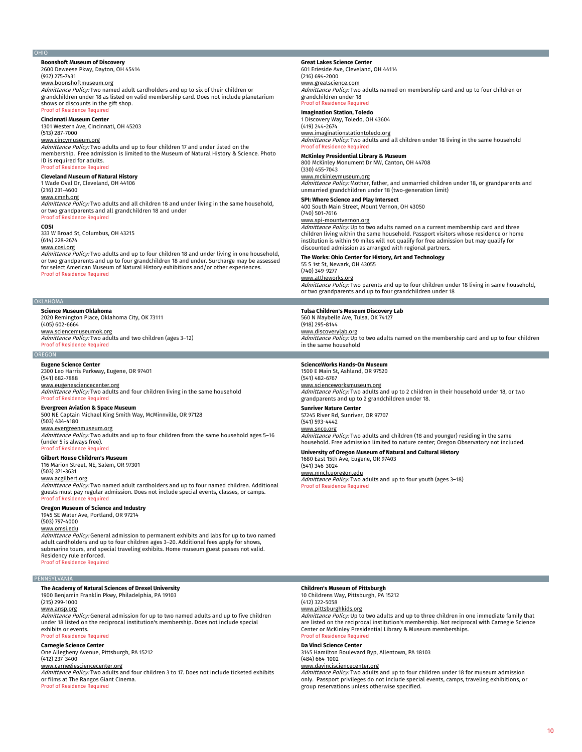## OHIO

**Boonshoft Museum of Discovery**
2600 Deweese Pkwy, Dayton, OH 45414
(937) 275-7431
www.boonshoftmuseum.org
*Admittance Policy:* Two named adult cardholders and up to six of their children or grandchildren under 18 as listed on valid membership card. Does not include planetarium shows or discounts in the gift shop.
Proof of Residence Required

**Cincinnati Museum Center**
1301 Western Ave, Cincinnati, OH 45203
(513) 287-7000
www.cincymuseum.org
*Admittance Policy:* Two adults and up to four children 17 and under listed on the membership. Free admission is limited to the Museum of Natural History & Science. Photo ID is required for adults.
Proof of Residence Required

**Cleveland Museum of Natural History**
1 Wade Oval Dr, Cleveland, OH 44106
(216) 231-4600
www.cmnh.org
*Admittance Policy:* Two adults and all children 18 and under living in the same household, or two grandparents and all grandchildren 18 and under
Proof of Residence Required

**COSI**
333 W Broad St, Columbus, OH 43215
(614) 228-2674
www.cosi.org
*Admittance Policy:* Two adults and up to four children 18 and under living in one household, or two grandparents and up to four grandchildren 18 and under. Surcharge may be assessed for select American Museum of Natural History exhibitions and/or other experiences.
Proof of Residence Required

**Great Lakes Science Center**
601 Erieside Ave, Cleveland, OH 44114
(216) 694-2000
www.greatscience.com
*Admittance Policy:* Two adults named on membership card and up to four children or grandchildren under 18
Proof of Residence Required

**Imagination Station, Toledo**
1 Discovery Way, Toledo, OH 43604
(419) 244-2674
www.imaginationstationtoledo.org
*Admittance Policy:* Two adults and all children under 18 living in the same household
Proof of Residence Required

**McKinley Presidential Library & Museum**
800 McKinley Monument Dr NW, Canton, OH 44708
(330) 455-7043
www.mckinleymuseum.org
*Admittance Policy:* Mother, father, and unmarried children under 18, or grandparents and unmarried grandchildren under 18 (two-generation limit)

**SPI: Where Science and Play Intersect**
400 South Main Street, Mount Vernon, OH 43050
(740) 501-7616
www.spi-mountvernon.org
*Admittance Policy:* Up to two adults named on a current membership card and three children living within the same household. Passport visitors whose residence or home institution is within 90 miles will not qualify for free admission but may qualify for discounted admission as arranged with regional partners.

**The Works: Ohio Center for History, Art and Technology**
55 S 1st St, Newark, OH 43055
(740) 349-9277
www.attheworks.org
*Admittance Policy:* Two parents and up to four children under 18 living in same household, or two grandparents and up to four grandchildren under 18

## OKLAHOMA

**Science Museum Oklahoma**
2020 Remington Place, Oklahoma City, OK 73111
(405) 602-6664
www.sciencemuseumok.org
*Admittance Policy:* Two adults and two children (ages 3–12)
Proof of Residence Required

**Tulsa Children's Museum Discovery Lab**
560 N Maybelle Ave, Tulsa, OK 74127
(918) 295-8144
www.discoverylab.org
*Admittance Policy:* Up to two adults named on the membership card and up to four children in the same household

## OREGON

**Eugene Science Center**
2300 Leo Harris Parkway, Eugene, OR 97401
(541) 682-7888
www.eugenesciencecenter.org
*Admittance Policy:* Two adults and four children living in the same household
Proof of Residence Required

**Evergreen Aviation & Space Museum**
500 NE Captain Michael King Smith Way, McMinnville, OR 97128
(503) 434-4180
www.evergreenmuseum.org
*Admittance Policy:* Two adults and up to four children from the same household ages 5–16 (under 5 is always free).
Proof of Residence Required

**Gilbert House Children's Museum**
116 Marion Street, NE, Salem, OR 97301
(503) 371-3631
www.acgilbert.org
*Admittance Policy:* Two named adult cardholders and up to four named children. Additional guests must pay regular admission. Does not include special events, classes, or camps.
Proof of Residence Required

**Oregon Museum of Science and Industry**
1945 SE Water Ave, Portland, OR 97214
(503) 797-4000
www.omsi.edu
*Admittance Policy:* General admission to permanent exhibits and labs for up to two named adult cardholders and up to four children ages 3–20. Additional fees apply for shows, submarine tours, and special traveling exhibits. Home museum guest passes not valid. Residency rule enforced.
Proof of Residence Required

**ScienceWorks Hands-On Museum**
1500 E Main St, Ashland, OR 97520
(541) 482-6767
www.scienceworksmuseum.org
*Admittance Policy:* Two adults and up to 2 children in their household under 18, or two grandparents and up to 2 grandchildren under 18.

**Sunriver Nature Center**
57245 River Rd, Sunriver, OR 97707
(541) 593-4442
www.snco.org
*Admittance Policy:* Two adults and children (18 and younger) residing in the same household. Free admission limited to nature center; Oregon Observatory not included.

**University of Oregon Museum of Natural and Cultural History**
1680 East 15th Ave, Eugene, OR 97403
(541) 346-3024
www.mnch.uoregon.edu
*Admittance Policy:* Two adults and up to four youth (ages 3–18)
Proof of Residence Required

## PENNSYLVANIA

**The Academy of Natural Sciences of Drexel University**
1900 Benjamin Franklin Pkwy, Philadelphia, PA 19103
(215) 299-1000
www.ansp.org
*Admittance Policy:* General admission for up to two named adults and up to five children under 18 listed on the reciprocal institution's membership. Does not include special exhibits or events.
Proof of Residence Required

**Carnegie Science Center**
One Allegheny Avenue, Pittsburgh, PA 15212
(412) 237-3400
www.carnegiesciencecenter.org
*Admittance Policy:* Two adults and four children 3 to 17. Does not include ticketed exhibits or films at The Rangos Giant Cinema.
Proof of Residence Required

**Children's Museum of Pittsburgh**
10 Childrens Way, Pittsburgh, PA 15212
(412) 322-5058
www.pittsburghkids.org
*Admittance Policy:* Up to two adults and up to three children in one immediate family that are listed on the reciprocal institution's membership. Not reciprocal with Carnegie Science Center or McKinley Presidential Library & Museum memberships.
Proof of Residence Required

**Da Vinci Science Center**
3145 Hamilton Boulevard Byp, Allentown, PA 18103
(484) 664-1002
www.davincisciencecenter.org
*Admittance Policy:* Two adults and up to four children under 18 for museum admission only. Passport privileges do not include special events, camps, traveling exhibitions, or group reservations unless otherwise specified.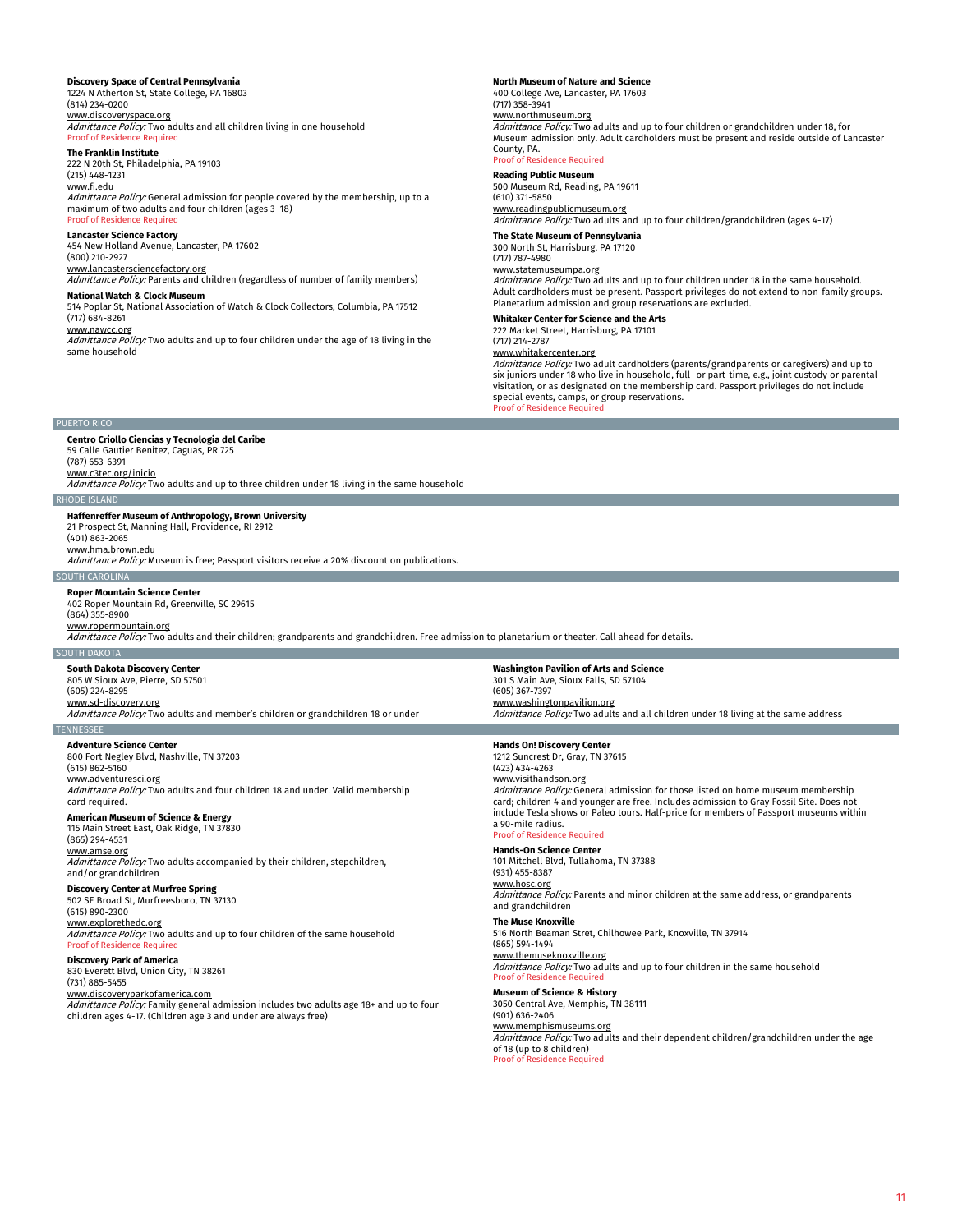**Discovery Space of Central Pennsylvania**
1224 N Atherton St, State College, PA 16803
(814) 234-0200
www.discoveryspace.org
*Admittance Policy:* Two adults and all children living in one household
Proof of Residence Required

**The Franklin Institute**
222 N 20th St, Philadelphia, PA 19103
(215) 448-1231
www.fi.edu
*Admittance Policy:* General admission for people covered by the membership, up to a maximum of two adults and four children (ages 3–18)
Proof of Residence Required

**Lancaster Science Factory**
454 New Holland Avenue, Lancaster, PA 17602
(800) 210-2927
www.lancastersciencefactory.org
*Admittance Policy:* Parents and children (regardless of number of family members)

**National Watch & Clock Museum**
514 Poplar St, National Association of Watch & Clock Collectors, Columbia, PA 17512
(717) 684-8261
www.nawcc.org
*Admittance Policy:* Two adults and up to four children under the age of 18 living in the same household

**North Museum of Nature and Science**
400 College Ave, Lancaster, PA 17603
(717) 358-3941
www.northmuseum.org
*Admittance Policy:* Two adults and up to four children or grandchildren under 18, for Museum admission only. Adult cardholders must be present and reside outside of Lancaster County, PA.
Proof of Residence Required

**Reading Public Museum**
500 Museum Rd, Reading, PA 19611
(610) 371-5850
www.readingpublicmuseum.org
*Admittance Policy:* Two adults and up to four children/grandchildren (ages 4-17)

**The State Museum of Pennsylvania**
300 North St, Harrisburg, PA 17120
(717) 787-4980
www.statemuseumpa.org
*Admittance Policy:* Two adults and up to four children under 18 in the same household. Adult cardholders must be present. Passport privileges do not extend to non-family groups. Planetarium admission and group reservations are excluded.

**Whitaker Center for Science and the Arts**
222 Market Street, Harrisburg, PA 17101
(717) 214-2787
www.whitakercenter.org
*Admittance Policy:* Two adult cardholders (parents/grandparents or caregivers) and up to six juniors under 18 who live in household, full- or part-time, e.g., joint custody or parental visitation, or as designated on the membership card. Passport privileges do not include special events, camps, or group reservations.
Proof of Residence Required

## PUERTO RICO

**Centro Criollo Ciencias y Tecnologia del Caribe**
59 Calle Gautier Benitez, Caguas, PR 725
(787) 653-6391
www.c3tec.org/inicio
*Admittance Policy:* Two adults and up to three children under 18 living in the same household

## RHODE ISLAND

**Haffenreffer Museum of Anthropology, Brown University**
21 Prospect St, Manning Hall, Providence, RI 2912
(401) 863-2065
www.hma.brown.edu
*Admittance Policy:* Museum is free; Passport visitors receive a 20% discount on publications.

## SOUTH CAROLINA

**Roper Mountain Science Center**
402 Roper Mountain Rd, Greenville, SC 29615
(864) 355-8900
www.ropermountain.org
*Admittance Policy:* Two adults and their children; grandparents and grandchildren. Free admission to planetarium or theater. Call ahead for details.

## SOUTH DAKOTA

**South Dakota Discovery Center**
805 W Sioux Ave, Pierre, SD 57501
(605) 224-8295
www.sd-discovery.org
*Admittance Policy:* Two adults and member's children or grandchildren 18 or under

**Washington Pavilion of Arts and Science**
301 S Main Ave, Sioux Falls, SD 57104
(605) 367-7397
www.washingtonpavilion.org
*Admittance Policy:* Two adults and all children under 18 living at the same address

## TENNESSEE

**Adventure Science Center**
800 Fort Negley Blvd, Nashville, TN 37203
(615) 862-5160
www.adventuresci.org
*Admittance Policy:* Two adults and four children 18 and under. Valid membership card required.

**American Museum of Science & Energy**
115 Main Street East, Oak Ridge, TN 37830
(865) 294-4531
www.amse.org
*Admittance Policy:* Two adults accompanied by their children, stepchildren, and/or grandchildren

**Discovery Center at Murfree Spring**
502 SE Broad St, Murfreesboro, TN 37130
(615) 890-2300
www.explorethedc.org
*Admittance Policy:* Two adults and up to four children of the same household
Proof of Residence Required

**Discovery Park of America**
830 Everett Blvd, Union City, TN 38261
(731) 885-5455
www.discoveryparkofamerica.com
*Admittance Policy:* Family general admission includes two adults age 18+ and up to four children ages 4-17. (Children age 3 and under are always free)

**Hands On! Discovery Center**
1212 Suncrest Dr, Gray, TN 37615
(423) 434-4263
www.visithandson.org
*Admittance Policy:* General admission for those listed on home museum membership card; children 4 and younger are free. Includes admission to Gray Fossil Site. Does not include Tesla shows or Paleo tours. Half-price for members of Passport museums within a 90-mile radius.
Proof of Residence Required

**Hands-On Science Center**
101 Mitchell Blvd, Tullahoma, TN 37388
(931) 455-8387
www.hosc.org
*Admittance Policy:* Parents and minor children at the same address, or grandparents and grandchildren

**The Muse Knoxville**
516 North Beaman Stret, Chilhowee Park, Knoxville, TN 37914
(865) 594-1494
www.themuseknoxville.org
*Admittance Policy:* Two adults and up to four children in the same household
Proof of Residence Required

**Museum of Science & History**
3050 Central Ave, Memphis, TN 38111
(901) 636-2406
www.memphismuseums.org
*Admittance Policy:* Two adults and their dependent children/grandchildren under the age of 18 (up to 8 children)
Proof of Residence Required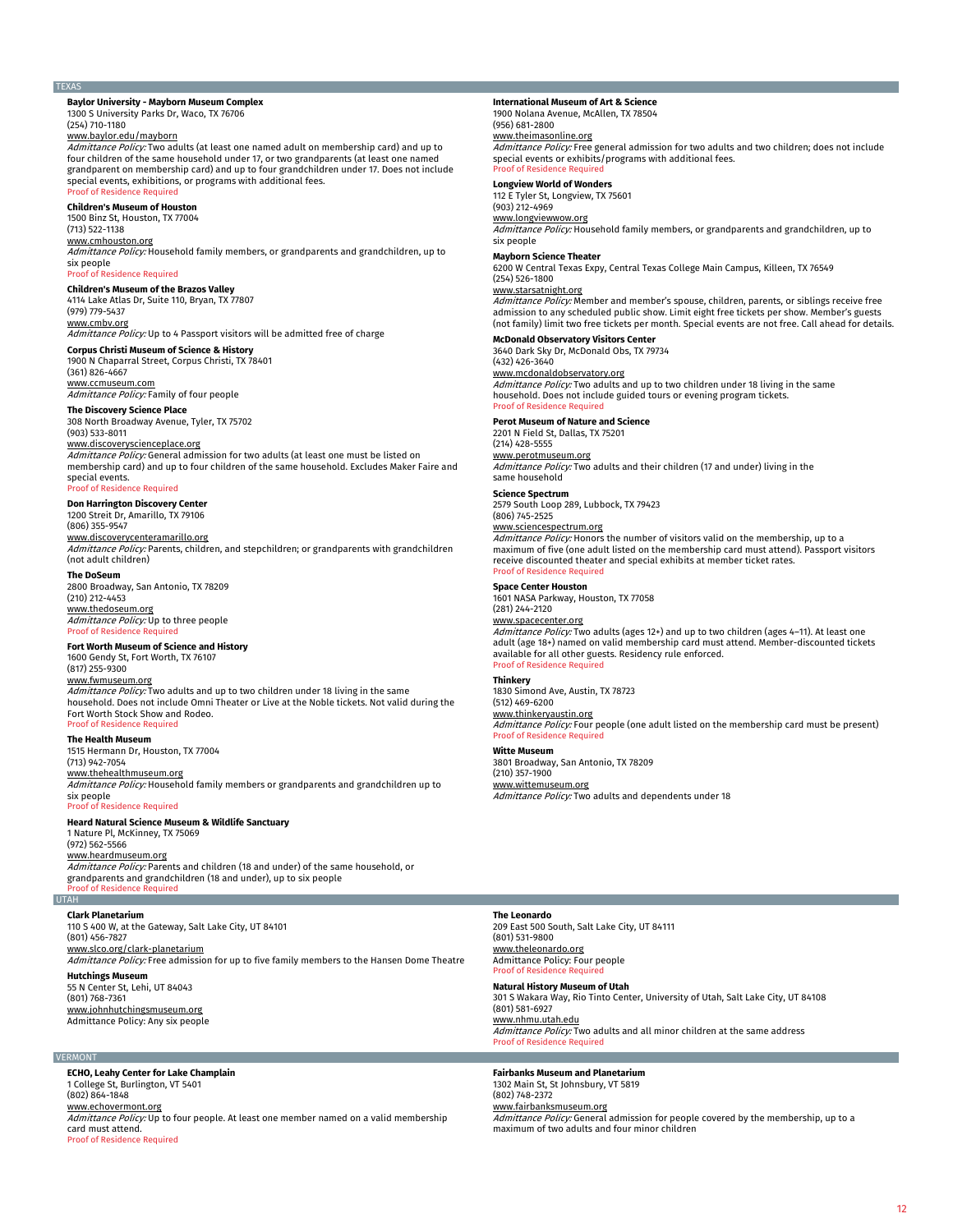## TEXAS

**Baylor University - Mayborn Museum Complex**
1300 S University Parks Dr, Waco, TX 76706
(254) 710-1180
www.baylor.edu/mayborn
*Admittance Policy:* Two adults (at least one named adult on membership card) and up to four children of the same household under 17, or two grandparents (at least one named grandparent on membership card) and up to four grandchildren under 17. Does not include special events, exhibitions, or programs with additional fees.
Proof of Residence Required

**Children's Museum of Houston**
1500 Binz St, Houston, TX 77004
(713) 522-1138
www.cmhouston.org
*Admittance Policy:* Household family members, or grandparents and grandchildren, up to six people
Proof of Residence Required

**Children's Museum of the Brazos Valley**
4114 Lake Atlas Dr, Suite 110, Bryan, TX 77807
(979) 779-5437
www.cmbv.org
*Admittance Policy:* Up to 4 Passport visitors will be admitted free of charge

**Corpus Christi Museum of Science & History**
1900 N Chaparral Street, Corpus Christi, TX 78401
(361) 826-4667
www.ccmuseum.com
*Admittance Policy:* Family of four people

**The Discovery Science Place**
308 North Broadway Avenue, Tyler, TX 75702
(903) 533-8011
www.discoveryscienceplace.org
*Admittance Policy:* General admission for two adults (at least one must be listed on membership card) and up to four children of the same household. Excludes Maker Faire and special events.
Proof of Residence Required

**Don Harrington Discovery Center**
1200 Streit Dr, Amarillo, TX 79106
(806) 355-9547
www.discoverycenteramarillo.org
*Admittance Policy:* Parents, children, and stepchildren; or grandparents with grandchildren (not adult children)

**The DoSeum**
2800 Broadway, San Antonio, TX 78209
(210) 212-4453
www.thedoseum.org
*Admittance Policy:* Up to three people
Proof of Residence Required

**Fort Worth Museum of Science and History**
1600 Gendy St, Fort Worth, TX 76107
(817) 255-9300
www.fwmuseum.org
*Admittance Policy:* Two adults and up to two children under 18 living in the same household. Does not include Omni Theater or Live at the Noble tickets. Not valid during the Fort Worth Stock Show and Rodeo.
Proof of Residence Required

**The Health Museum**
1515 Hermann Dr, Houston, TX 77004
(713) 942-7054
www.thehealthmuseum.org
*Admittance Policy:* Household family members or grandparents and grandchildren up to six people
Proof of Residence Required

**Heard Natural Science Museum & Wildlife Sanctuary**
1 Nature Pl, McKinney, TX 75069
(972) 562-5566
www.heardmuseum.org
*Admittance Policy:* Parents and children (18 and under) of the same household, or grandparents and grandchildren (18 and under), up to six people
Proof of Residence Required

**International Museum of Art & Science**
1900 Nolana Avenue, McAllen, TX 78504
(956) 681-2800
www.theimasonline.org
*Admittance Policy:* Free general admission for two adults and two children; does not include special events or exhibits/programs with additional fees.
Proof of Residence Required

**Longview World of Wonders**
112 E Tyler St, Longview, TX 75601
(903) 212-4969
www.longviewwow.org
*Admittance Policy:* Household family members, or grandparents and grandchildren, up to six people

**Mayborn Science Theater**
6200 W Central Texas Expy, Central Texas College Main Campus, Killeen, TX 76549
(254) 526-1800
www.starsatnight.org
*Admittance Policy:* Member and member's spouse, children, parents, or siblings receive free admission to any scheduled public show. Limit eight free tickets per show. Member's guests (not family) limit two free tickets per month. Special events are not free. Call ahead for details.

**McDonald Observatory Visitors Center**
3640 Dark Sky Dr, McDonald Obs, TX 79734
(432) 426-3640
www.mcdonaldobservatory.org
*Admittance Policy:* Two adults and up to two children under 18 living in the same household. Does not include guided tours or evening program tickets.
Proof of Residence Required

**Perot Museum of Nature and Science**
2201 N Field St, Dallas, TX 75201
(214) 428-5555
www.perotmuseum.org
*Admittance Policy:* Two adults and their children (17 and under) living in the same household

**Science Spectrum**
2579 South Loop 289, Lubbock, TX 79423
(806) 745-2525
www.sciencespectrum.org
*Admittance Policy:* Honors the number of visitors valid on the membership, up to a maximum of five (one adult listed on the membership card must attend). Passport visitors receive discounted theater and special exhibits at member ticket rates.
Proof of Residence Required

**Space Center Houston**
1601 NASA Parkway, Houston, TX 77058
(281) 244-2120
www.spacecenter.org
*Admittance Policy:* Two adults (ages 12+) and up to two children (ages 4–11). At least one adult (age 18+) named on valid membership card must attend. Member-discounted tickets available for all other guests. Residency rule enforced.
Proof of Residence Required

**Thinkery**
1830 Simond Ave, Austin, TX 78723
(512) 469-6200
www.thinkeryaustin.org
*Admittance Policy:* Four people (one adult listed on the membership card must be present)
Proof of Residence Required

**Witte Museum**
3801 Broadway, San Antonio, TX 78209
(210) 357-1900
www.wittemuseum.org
*Admittance Policy:* Two adults and dependents under 18

## UTAH

**Clark Planetarium**
110 S 400 W, at the Gateway, Salt Lake City, UT 84101
(801) 456-7827
www.slco.org/clark-planetarium
*Admittance Policy:* Free admission for up to five family members to the Hansen Dome Theatre

**Hutchings Museum**
55 N Center St, Lehi, UT 84043
(801) 768-7361
www.johnhutchingsmuseum.org
Admittance Policy: Any six people

**The Leonardo**
209 East 500 South, Salt Lake City, UT 84111
(801) 531-9800
www.theleonardo.org
Admittance Policy: Four people
Proof of Residence Required

**Natural History Museum of Utah**
301 S Wakara Way, Rio Tinto Center, University of Utah, Salt Lake City, UT 84108
(801) 581-6927
www.nhmu.utah.edu
*Admittance Policy:* Two adults and all minor children at the same address
Proof of Residence Required

## VERMONT

**ECHO, Leahy Center for Lake Champlain**
1 College St, Burlington, VT 5401
(802) 864-1848
www.echovermont.org
*Admittance Policy:* Up to four people. At least one member named on a valid membership card must attend.
Proof of Residence Required

**Fairbanks Museum and Planetarium**
1302 Main St, St Johnsbury, VT 5819
(802) 748-2372
www.fairbanksmuseum.org
*Admittance Policy:* General admission for people covered by the membership, up to a maximum of two adults and four minor children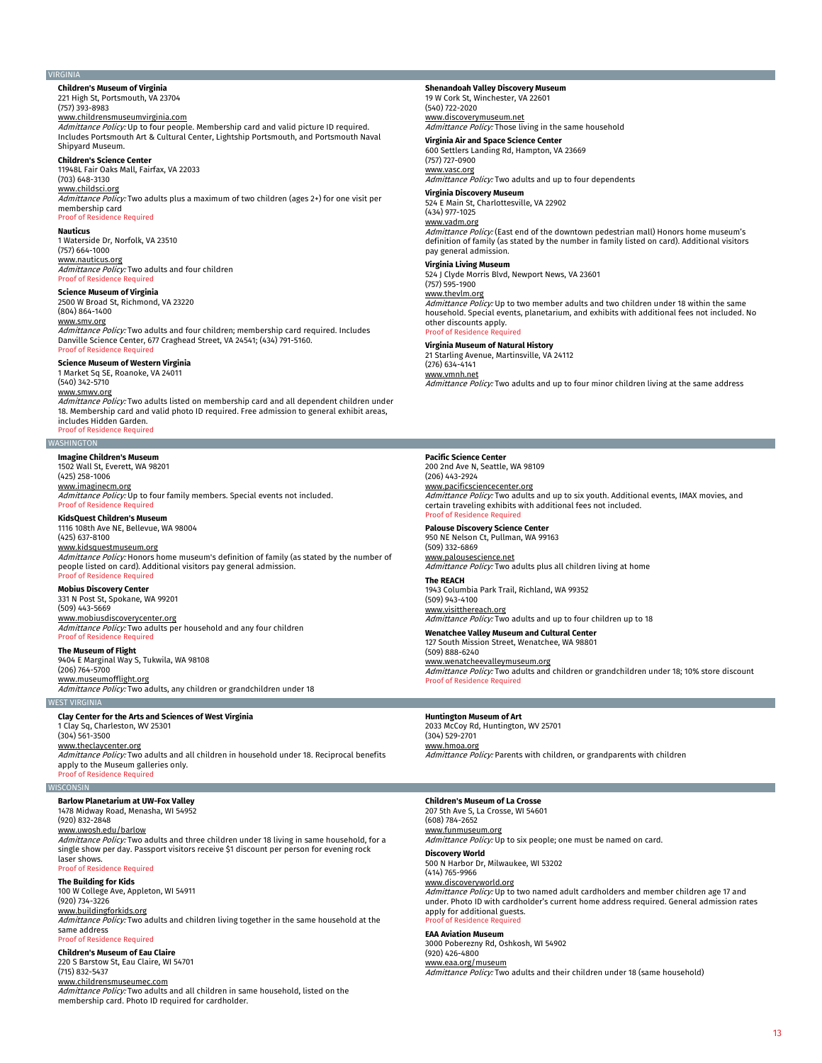## VIRGINIA

**Children's Museum of Virginia**
221 High St, Portsmouth, VA 23704
(757) 393-8983
www.childrensmuseumvirginia.com
*Admittance Policy:* Up to four people. Membership card and valid picture ID required. Includes Portsmouth Art & Cultural Center, Lightship Portsmouth, and Portsmouth Naval Shipyard Museum.

**Children's Science Center**
11948L Fair Oaks Mall, Fairfax, VA 22033
(703) 648-3130
www.childsci.org
*Admittance Policy:* Two adults plus a maximum of two children (ages 2+) for one visit per membership card
Proof of Residence Required

**Nauticus**
1 Waterside Dr, Norfolk, VA 23510
(757) 664-1000
www.nauticus.org
*Admittance Policy:* Two adults and four children
Proof of Residence Required

**Science Museum of Virginia**
2500 W Broad St, Richmond, VA 23220
(804) 864-1400
www.smv.org
*Admittance Policy:* Two adults and four children; membership card required. Includes Danville Science Center, 677 Craghead Street, VA 24541; (434) 791-5160.
Proof of Residence Required

**Science Museum of Western Virginia**
1 Market Sq SE, Roanoke, VA 24011
(540) 342-5710
www.smwv.org
*Admittance Policy:* Two adults listed on membership card and all dependent children under 18. Membership card and valid photo ID required. Free admission to general exhibit areas, includes Hidden Garden.
Proof of Residence Required

**Shenandoah Valley Discovery Museum**
19 W Cork St, Winchester, VA 22601
(540) 722-2020
www.discoverymuseum.net
*Admittance Policy:* Those living in the same household

**Virginia Air and Space Science Center**
600 Settlers Landing Rd, Hampton, VA 23669
(757) 727-0900
www.vasc.org
*Admittance Policy:* Two adults and up to four dependents

**Virginia Discovery Museum**
524 E Main St, Charlottesville, VA 22902
(434) 977-1025
www.vadm.org
*Admittance Policy:* (East end of the downtown pedestrian mall) Honors home museum's definition of family (as stated by the number in family listed on card). Additional visitors pay general admission.

**Virginia Living Museum**
524 J Clyde Morris Blvd, Newport News, VA 23601
(757) 595-1900
www.thevlm.org
*Admittance Policy:* Up to two member adults and two children under 18 within the same household. Special events, planetarium, and exhibits with additional fees not included. No other discounts apply.
Proof of Residence Required

**Virginia Museum of Natural History**
21 Starling Avenue, Martinsville, VA 24112
(276) 634-4141
www.vmnh.net
*Admittance Policy:* Two adults and up to four minor children living at the same address

## WASHINGTON

**Imagine Children's Museum**
1502 Wall St, Everett, WA 98201
(425) 258-1006
www.imaginecm.org
*Admittance Policy:* Up to four family members. Special events not included.
Proof of Residence Required

**KidsQuest Children's Museum**
1116 108th Ave NE, Bellevue, WA 98004
(425) 637-8100
www.kidsquestmuseum.org
*Admittance Policy:* Honors home museum's definition of family (as stated by the number of people listed on card). Additional visitors pay general admission.
Proof of Residence Required

**Mobius Discovery Center**
331 N Post St, Spokane, WA 99201
(509) 443-5669
www.mobiusdiscoverycenter.org
*Admittance Policy:* Two adults per household and any four children
Proof of Residence Required

**The Museum of Flight**
9404 E Marginal Way S, Tukwila, WA 98108
(206) 764-5700
www.museumofflight.org
*Admittance Policy:* Two adults, any children or grandchildren under 18

**Pacific Science Center**
200 2nd Ave N, Seattle, WA 98109
(206) 443-2924
www.pacificsciencecenter.org
*Admittance Policy:* Two adults and up to six youth. Additional events, IMAX movies, and certain traveling exhibits with additional fees not included.
Proof of Residence Required

**Palouse Discovery Science Center**
950 NE Nelson Ct, Pullman, WA 99163
(509) 332-6869
www.palousescience.net
*Admittance Policy:* Two adults plus all children living at home

**The REACH**
1943 Columbia Park Trail, Richland, WA 99352
(509) 943-4100
www.visitthereach.org
*Admittance Policy:* Two adults and up to four children up to 18

**Wenatchee Valley Museum and Cultural Center**
127 South Mission Street, Wenatchee, WA 98801
(509) 888-6240
www.wenatcheevalleymuseum.org
*Admittance Policy:* Two adults and children or grandchildren under 18; 10% store discount
Proof of Residence Required

## WEST VIRGINIA

**Clay Center for the Arts and Sciences of West Virginia**
1 Clay Sq, Charleston, WV 25301
(304) 561-3500
www.theclaycenter.org
*Admittance Policy:* Two adults and all children in household under 18. Reciprocal benefits apply to the Museum galleries only.
Proof of Residence Required

**Huntington Museum of Art**
2033 McCoy Rd, Huntington, WV 25701
(304) 529-2701
www.hmoa.org
*Admittance Policy:* Parents with children, or grandparents with children

## WISCONSIN

**Barlow Planetarium at UW-Fox Valley**
1478 Midway Road, Menasha, WI 54952
(920) 832-2848
www.uwosh.edu/barlow
*Admittance Policy:* Two adults and three children under 18 living in same household, for a single show per day. Passport visitors receive $1 discount per person for evening rock laser shows.
Proof of Residence Required

**The Building for Kids**
100 W College Ave, Appleton, WI 54911
(920) 734-3226
www.buildingforkids.org
*Admittance Policy:* Two adults and children living together in the same household at the same address
Proof of Residence Required

**Children's Museum of Eau Claire**
220 S Barstow St, Eau Claire, WI 54701
(715) 832-5437
www.childrensmuseumec.com
*Admittance Policy:* Two adults and all children in same household, listed on the membership card. Photo ID required for cardholder.

**Children's Museum of La Crosse**
207 5th Ave S, La Crosse, WI 54601
(608) 784-2652
www.funmuseum.org
*Admittance Policy:* Up to six people; one must be named on card.

**Discovery World**
500 N Harbor Dr, Milwaukee, WI 53202
(414) 765-9966
www.discoveryworld.org
*Admittance Policy:* Up to two named adult cardholders and member children age 17 and under. Photo ID with cardholder's current home address required. General admission rates apply for additional guests.
Proof of Residence Required

**EAA Aviation Museum**
3000 Poberezny Rd, Oshkosh, WI 54902
(920) 426-4800
www.eaa.org/museum
*Admittance Policy:* Two adults and their children under 18 (same household)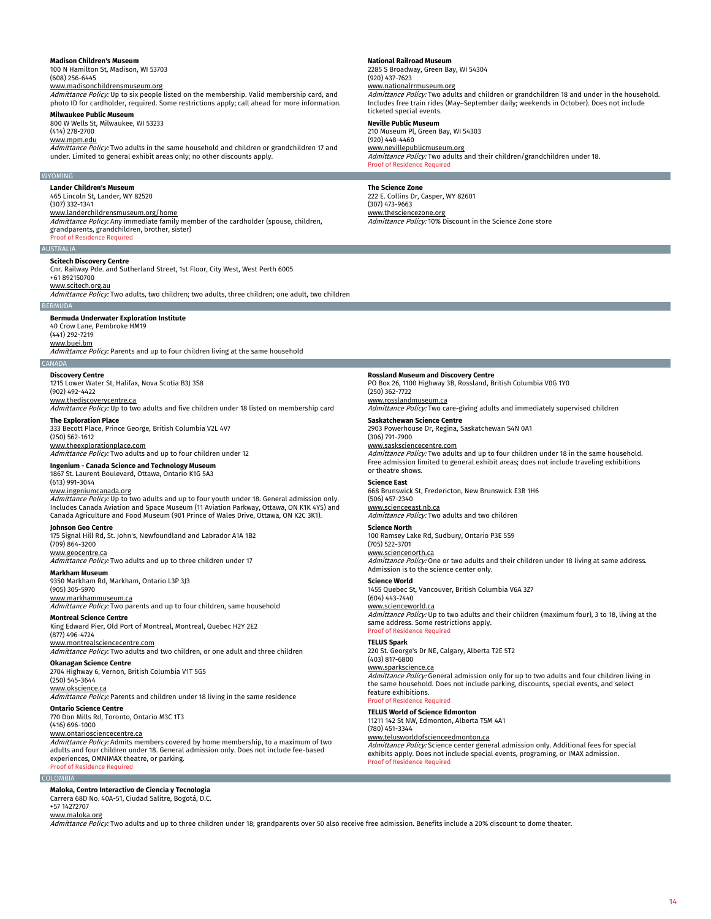**Madison Children's Museum**
100 N Hamilton St, Madison, WI 53703
(608) 256-6445
www.madisonchildrensmuseum.org
*Admittance Policy:* Up to six people listed on the membership. Valid membership card, and photo ID for cardholder, required. Some restrictions apply; call ahead for more information.

**Milwaukee Public Museum**
800 W Wells St, Milwaukee, WI 53233
(414) 278-2700
www.mpm.edu
*Admittance Policy:* Two adults in the same household and children or grandchildren 17 and under. Limited to general exhibit areas only; no other discounts apply.

**National Railroad Museum**
2285 S Broadway, Green Bay, WI 54304
(920) 437-7623
www.nationalrrmuseum.org
*Admittance Policy:* Two adults and children or grandchildren 18 and under in the household. Includes free train rides (May–September daily; weekends in October). Does not include ticketed special events.

**Neville Public Museum**
210 Museum Pl, Green Bay, WI 54303
(920) 448-4460
www.nevillepublicmuseum.org
*Admittance Policy:* Two adults and their children/grandchildren under 18.
Proof of Residence Required

## WYOMING

**Lander Children's Museum**
465 Lincoln St, Lander, WY 82520
(307) 332-1341
www.landerchildrensmuseum.org/home
*Admittance Policy:* Any immediate family member of the cardholder (spouse, children, grandparents, grandchildren, brother, sister)
Proof of Residence Required

**The Science Zone**
222 E. Collins Dr, Casper, WY 82601
(307) 473-9663
www.thesciencezone.org
*Admittance Policy:* 10% Discount in the Science Zone store

## AUSTRALIA

**Scitech Discovery Centre**
Cnr. Railway Pde. and Sutherland Street, 1st Floor, City West, West Perth 6005
+61 892150700
www.scitech.org.au
*Admittance Policy:* Two adults, two children; two adults, three children; one adult, two children

## BERMUDA

**Bermuda Underwater Exploration Institute**
40 Crow Lane, Pembroke HM19
(441) 292-7219
www.buei.bm
*Admittance Policy:* Parents and up to four children living at the same household

## CANADA

**Discovery Centre**
1215 Lower Water St, Halifax, Nova Scotia B3J 3S8
(902) 492-4422
www.thediscoverycentre.ca
*Admittance Policy:* Up to two adults and five children under 18 listed on membership card

**The Exploration Place**
333 Becott Place, Prince George, British Columbia V2L 4V7
(250) 562-1612
www.theexplorationplace.com
*Admittance Policy:* Two adults and up to four children under 12

**Ingenium - Canada Science and Technology Museum**
1867 St. Laurent Boulevard, Ottawa, Ontario K1G 5A3
(613) 991-3044
www.ingeniumcanada.org
*Admittance Policy:* Up to two adults and up to four youth under 18. General admission only. Includes Canada Aviation and Space Museum (11 Aviation Parkway, Ottawa, ON K1K 4Y5) and Canada Agriculture and Food Museum (901 Prince of Wales Drive, Ottawa, ON K2C 3K1).

**Johnson Geo Centre**
175 Signal Hill Rd, St. John's, Newfoundland and Labrador A1A 1B2
(709) 864-3200
www.geocentre.ca
*Admittance Policy:* Two adults and up to three children under 17

**Markham Museum**
9350 Markham Rd, Markham, Ontario L3P 3J3
(905) 305-5970
www.markhammuseum.ca
*Admittance Policy:* Two parents and up to four children, same household

**Montreal Science Centre**
King Edward Pier, Old Port of Montreal, Montreal, Quebec H2Y 2E2
(877) 496-4724
www.montrealsciencecentre.com
*Admittance Policy:* Two adults and two children, or one adult and three children

**Okanagan Science Centre**
2704 Highway 6, Vernon, British Columbia V1T 5G5
(250) 545-3644
www.okscience.ca
*Admittance Policy:* Parents and children under 18 living in the same residence

**Ontario Science Centre**
770 Don Mills Rd, Toronto, Ontario M3C 1T3
(416) 696-1000
www.ontariosciencecentre.ca
*Admittance Policy:* Admits members covered by home membership, to a maximum of two adults and four children under 18. General admission only. Does not include fee-based experiences, OMNIMAX theatre, or parking.
Proof of Residence Required

**Rossland Museum and Discovery Centre**
PO Box 26, 1100 Highway 3B, Rossland, British Columbia V0G 1Y0
(250) 362-7722
www.rosslandmuseum.ca
*Admittance Policy:* Two care-giving adults and immediately supervised children

**Saskatchewan Science Centre**
2903 Powerhouse Dr, Regina, Saskatchewan S4N 0A1
(306) 791-7900
www.sasksciencecentre.com
*Admittance Policy:* Two adults and up to four children under 18 in the same household. Free admission limited to general exhibit areas; does not include traveling exhibitions or theatre shows.

**Science East**
668 Brunswick St, Fredericton, New Brunswick E3B 1H6
(506) 457-2340
www.scienceeast.nb.ca
*Admittance Policy:* Two adults and two children

**Science North**
100 Ramsey Lake Rd, Sudbury, Ontario P3E 5S9
(705) 522-3701
www.sciencenorth.ca
*Admittance Policy:* One or two adults and their children under 18 living at same address. Admission is to the science center only.

**Science World**
1455 Quebec St, Vancouver, British Columbia V6A 3Z7
(604) 443-7440
www.scienceworld.ca
*Admittance Policy:* Up to two adults and their children (maximum four), 3 to 18, living at the same address. Some restrictions apply.
Proof of Residence Required

**TELUS Spark**
220 St. George's Dr NE, Calgary, Alberta T2E 5T2
(403) 817-6800
www.sparkscience.ca
*Admittance Policy:* General admission only for up to two adults and four children living in the same household. Does not include parking, discounts, special events, and select feature exhibitions.
Proof of Residence Required

**TELUS World of Science Edmonton**
11211 142 St NW, Edmonton, Alberta T5M 4A1
(780) 451-3344
www.telusworldofscienceedmonton.ca
*Admittance Policy:* Science center general admission only. Additional fees for special exhibits apply. Does not include special events, programing, or IMAX admission.
Proof of Residence Required

## COLOMBIA

**Maloka, Centro Interactivo de Ciencia y Tecnologia**
Carrera 68D No. 40A-51, Ciudad Salitre, Bogotá, D.C.
+57 14272707
www.maloka.org
*Admittance Policy:* Two adults and up to three children under 18; grandparents over 50 also receive free admission. Benefits include a 20% discount to dome theater.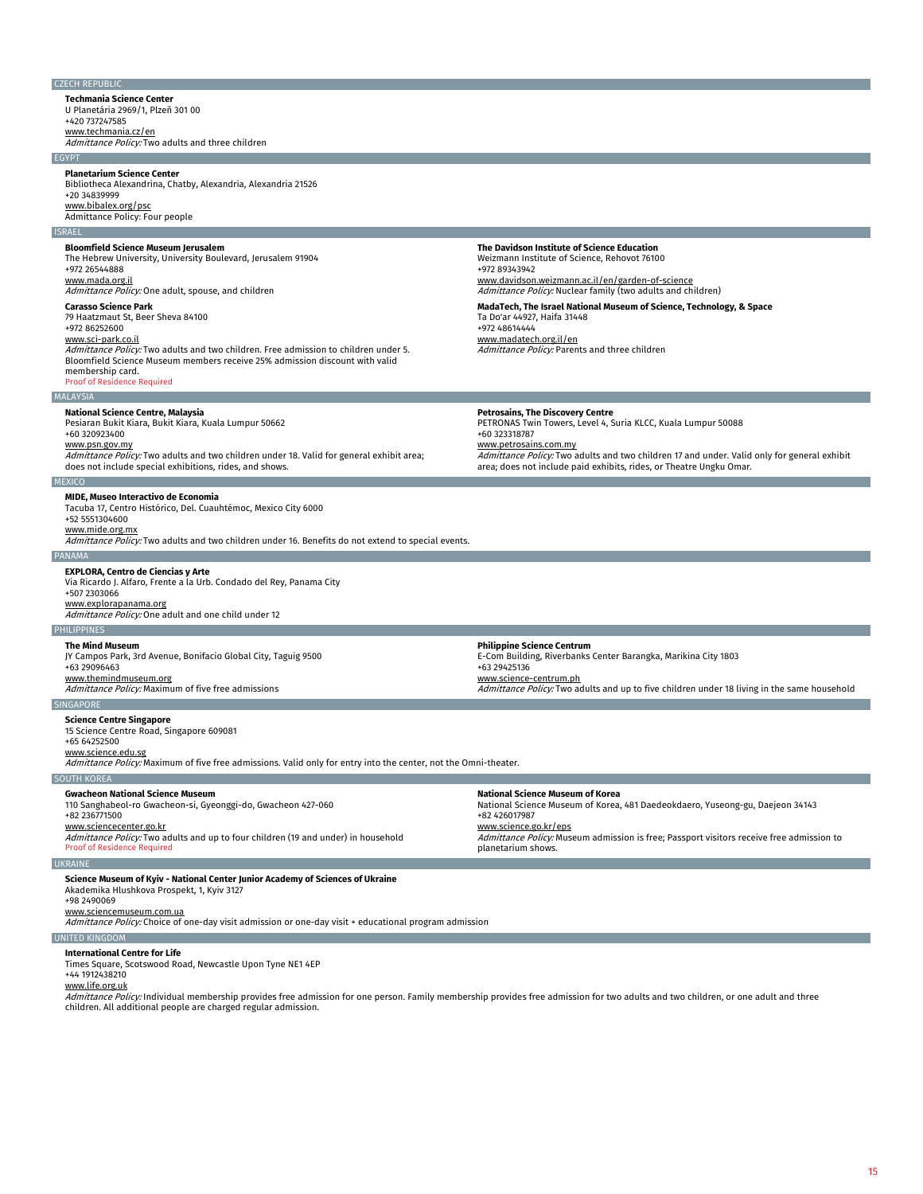## CZECH REPUBLIC

**Techmania Science Center**
U Planetária 2969/1, Plzeň 301 00
+420 737247585
www.techmania.cz/en
*Admittance Policy:* Two adults and three children

## EGYPT

**Planetarium Science Center**
Bibliotheca Alexandrina, Chatby, Alexandria, Alexandria 21526
+20 34839999
www.bibalex.org/psc
Admittance Policy: Four people

## ISRAEL

**Bloomfield Science Museum Jerusalem**
The Hebrew University, University Boulevard, Jerusalem 91904
+972 26544888
www.mada.org.il
*Admittance Policy:* One adult, spouse, and children

**Carasso Science Park**
79 Haatzmaut St, Beer Sheva 84100
+972 86252600
www.sci-park.co.il
*Admittance Policy:* Two adults and two children. Free admission to children under 5. Bloomfield Science Museum members receive 25% admission discount with valid membership card.
Proof of Residence Required

**The Davidson Institute of Science Education**
Weizmann Institute of Science, Rehovot 76100
+972 89343942
www.davidson.weizmann.ac.il/en/garden-of-science
*Admittance Policy:* Nuclear family (two adults and children)

**MadaTech, The Israel National Museum of Science, Technology, & Space**
Ta Do'ar 44927, Haifa 31448
+972 48614444
www.madatech.org.il/en
*Admittance Policy:* Parents and three children

## MALAYSIA

**National Science Centre, Malaysia**
Pesiaran Bukit Kiara, Bukit Kiara, Kuala Lumpur 50662
+60 320923400
www.psn.gov.my
*Admittance Policy:* Two adults and two children under 18. Valid for general exhibit area; does not include special exhibitions, rides, and shows.

**Petrosains, The Discovery Centre**
PETRONAS Twin Towers, Level 4, Suria KLCC, Kuala Lumpur 50088
+60 323318787
www.petrosains.com.my
*Admittance Policy:* Two adults and two children 17 and under. Valid only for general exhibit area; does not include paid exhibits, rides, or Theatre Ungku Omar.

## MEXICO

**MIDE, Museo Interactivo de Economia**
Tacuba 17, Centro Histórico, Del. Cuauhtémoc, Mexico City 6000
+52 5551304600
www.mide.org.mx
*Admittance Policy:* Two adults and two children under 16. Benefits do not extend to special events.

## PANAMA

**EXPLORA, Centro de Ciencias y Arte**
Via Ricardo J. Alfaro, Frente a la Urb. Condado del Rey, Panama City
+507 2303066
www.explorapanama.org
*Admittance Policy:* One adult and one child under 12

## PHILIPPINES

**The Mind Museum**
JY Campos Park, 3rd Avenue, Bonifacio Global City, Taguig 9500
+63 29096463
www.themindmuseum.org
*Admittance Policy:* Maximum of five free admissions

**Philippine Science Centrum**
E-Com Building, Riverbanks Center Barangka, Marikina City 1803
+63 29425136
www.science-centrum.ph
*Admittance Policy:* Two adults and up to five children under 18 living in the same household

## SINGAPORE

**Science Centre Singapore**
15 Science Centre Road, Singapore 609081
+65 64252500
www.science.edu.sg
*Admittance Policy:* Maximum of five free admissions. Valid only for entry into the center, not the Omni-theater.

## SOUTH KOREA

**Gwacheon National Science Museum**
110 Sanghabeol-ro Gwacheon-si, Gyeonggi-do, Gwacheon 427-060
+82 236771500
www.sciencecenter.go.kr
*Admittance Policy:* Two adults and up to four children (19 and under) in household
Proof of Residence Required

**National Science Museum of Korea**
National Science Museum of Korea, 481 Daedeokdaero, Yuseong-gu, Daejeon 34143
+82 426017987
www.science.go.kr/eps
*Admittance Policy:* Museum admission is free; Passport visitors receive free admission to planetarium shows.

## UKRAINE

**Science Museum of Kyiv - National Center Junior Academy of Sciences of Ukraine**
Akademika Hlushkova Prospekt, 1, Kyiv 3127
+98 2490069
www.sciencemuseum.com.ua
*Admittance Policy:* Choice of one-day visit admission or one-day visit + educational program admission

## UNITED KINGDOM

**International Centre for Life**
Times Square, Scotswood Road, Newcastle Upon Tyne NE1 4EP
+44 1912438210
www.life.org.uk
*Admittance Policy:* Individual membership provides free admission for one person. Family membership provides free admission for two adults and two children, or one adult and three children. All additional people are charged regular admission.